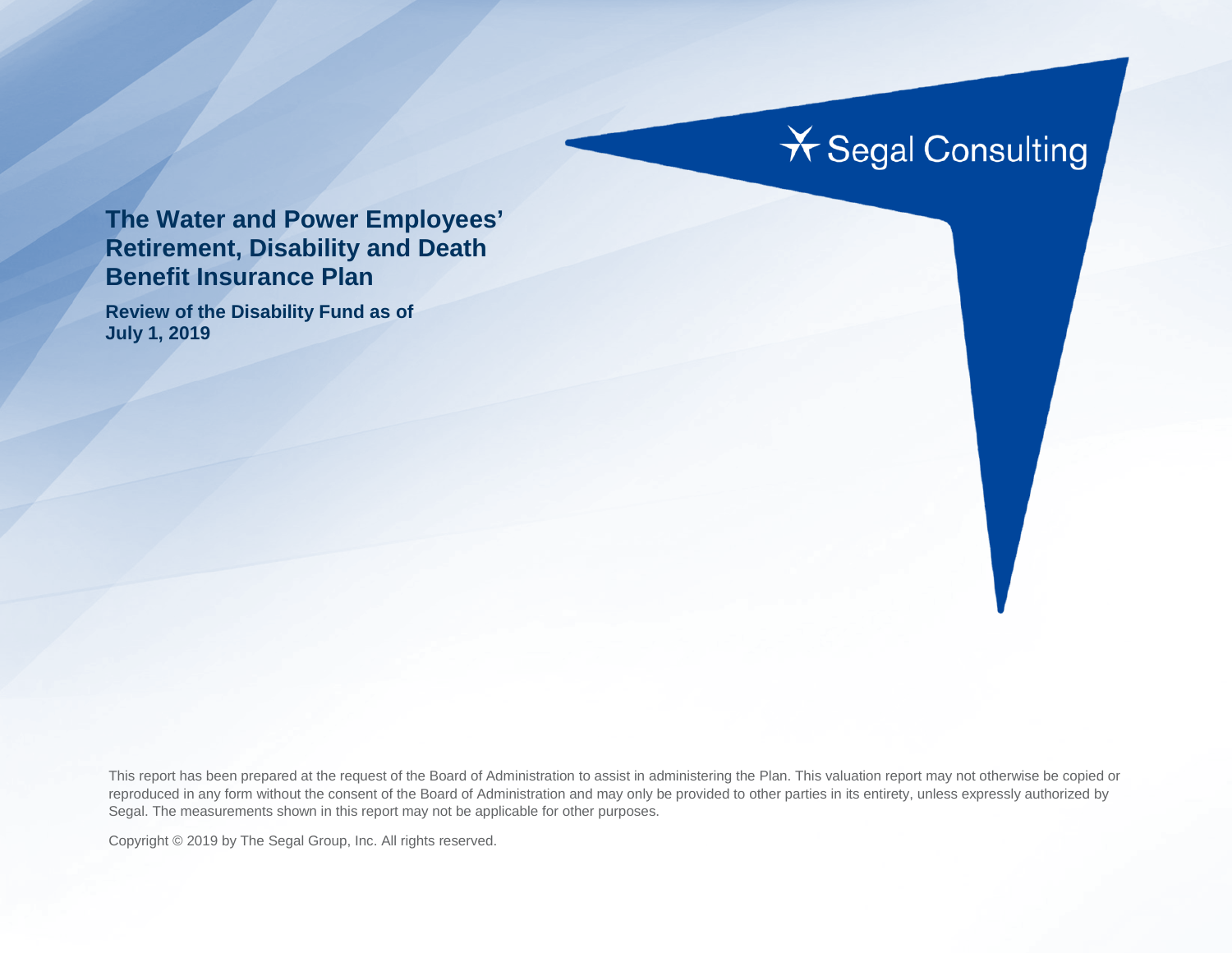Segal Consulting

# The Water and Power Employees' Retirement, Disability and Death Benefit Insurance Plan

## Review of the Disability Fund as of July 1, 2019

This report has been prepared at the request of the Board of Administration to assist in administering the Plan. This valuation report may not otherwise be copied or reproduced in any form without the consent of the Board of Administration and may only be provided to other parties in its entirety, unless expressly authorized by Segal. The measurements shown in this report may not be applicable for other purposes.

Copyright © 2019 by The Segal Group, Inc. All rights reserved.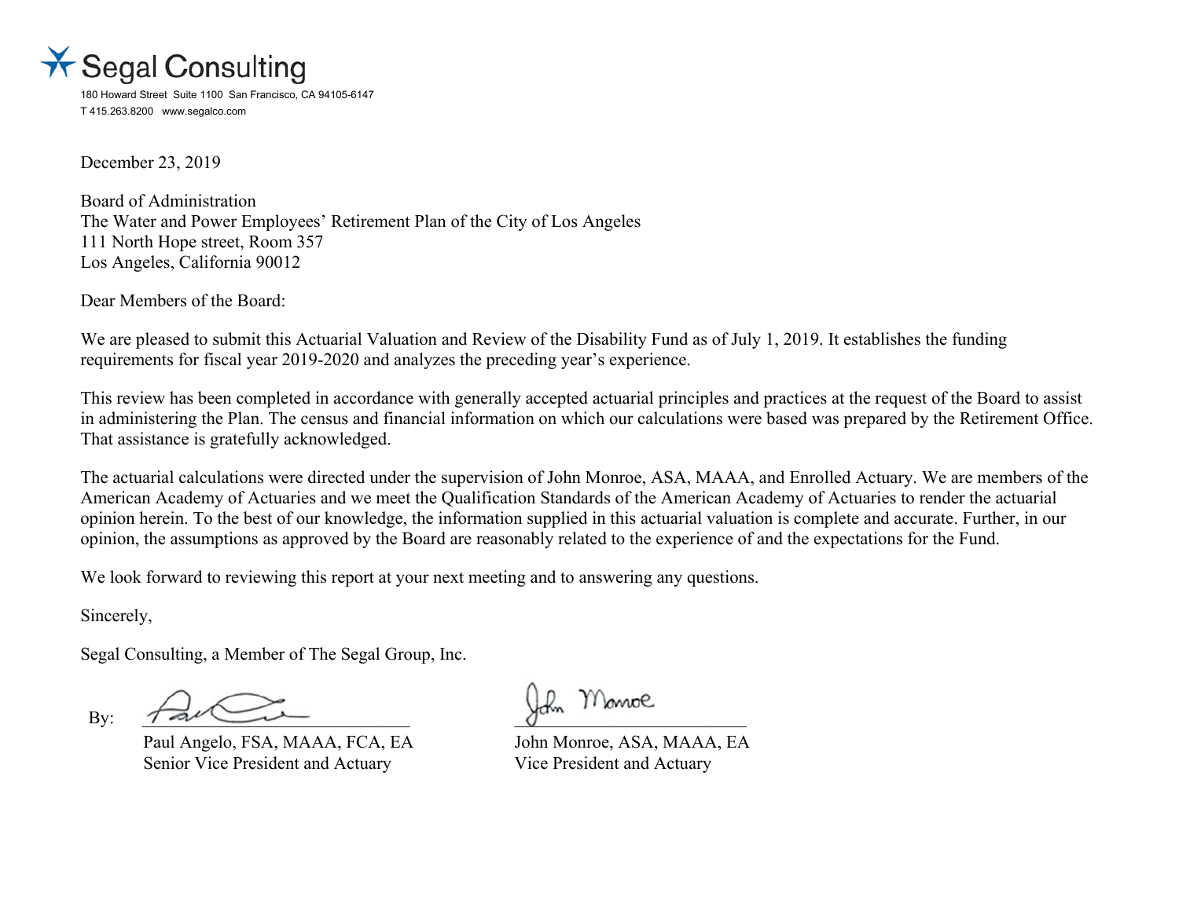Segal Consulting

180 Howard Street Suite 1100 San Francisco, CA 94105-6147
T 415.263.8200 www.segalco.com

December 23, 2019

Board of Administration
The Water and Power Employees' Retirement Plan of the City of Los Angeles
111 North Hope street, Room 357
Los Angeles, California 90012

Dear Members of the Board:

We are pleased to submit this Actuarial Valuation and Review of the Disability Fund as of July 1, 2019. It establishes the funding requirements for fiscal year 2019-2020 and analyzes the preceding year's experience.

This review has been completed in accordance with generally accepted actuarial principles and practices at the request of the Board to assist in administering the Plan. The census and financial information on which our calculations were based was prepared by the Retirement Office. That assistance is gratefully acknowledged.

The actuarial calculations were directed under the supervision of John Monroe, ASA, MAAA, and Enrolled Actuary. We are members of the American Academy of Actuaries and we meet the Qualification Standards of the American Academy of Actuaries to render the actuarial opinion herein. To the best of our knowledge, the information supplied in this actuarial valuation is complete and accurate. Further, in our opinion, the assumptions as approved by the Board are reasonably related to the experience of and the expectations for the Fund.

We look forward to reviewing this report at your next meeting and to answering any questions.

Sincerely,

Segal Consulting, a Member of The Segal Group, Inc.

By:

Paul Angelo, FSA, MAAA, FCA, EA
Senior Vice President and Actuary

John Monroe, ASA, MAAA, EA
Vice President and Actuary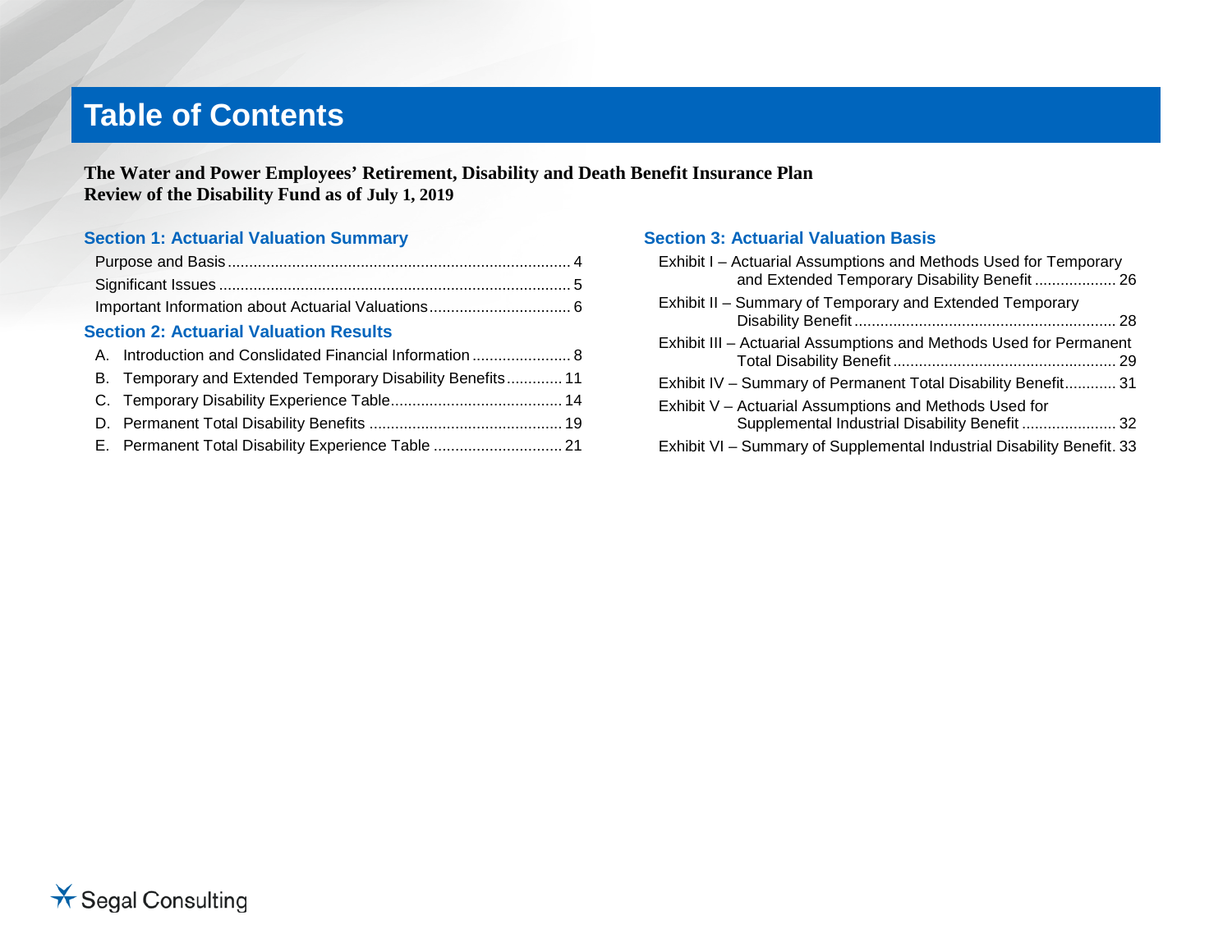# Table of Contents

**The Water and Power Employees' Retirement, Disability and Death Benefit Insurance Plan**
**Review of the Disability Fund as of July 1, 2019**

## Section 1: Actuarial Valuation Summary

- Purpose and Basis ... 4
- Significant Issues ... 5
- Important Information about Actuarial Valuations ... 6

## Section 2: Actuarial Valuation Results

- A. Introduction and Conslidated Financial Information ... 8
- B. Temporary and Extended Temporary Disability Benefits ... 11
- C. Temporary Disability Experience Table ... 14
- D. Permanent Total Disability Benefits ... 19
- E. Permanent Total Disability Experience Table ... 21

## Section 3: Actuarial Valuation Basis

- Exhibit I – Actuarial Assumptions and Methods Used for Temporary and Extended Temporary Disability Benefit ... 26
- Exhibit II – Summary of Temporary and Extended Temporary Disability Benefit ... 28
- Exhibit III – Actuarial Assumptions and Methods Used for Permanent Total Disability Benefit ... 29
- Exhibit IV – Summary of Permanent Total Disability Benefit ... 31
- Exhibit V – Actuarial Assumptions and Methods Used for Supplemental Industrial Disability Benefit ... 32
- Exhibit VI – Summary of Supplemental Industrial Disability Benefit ... 33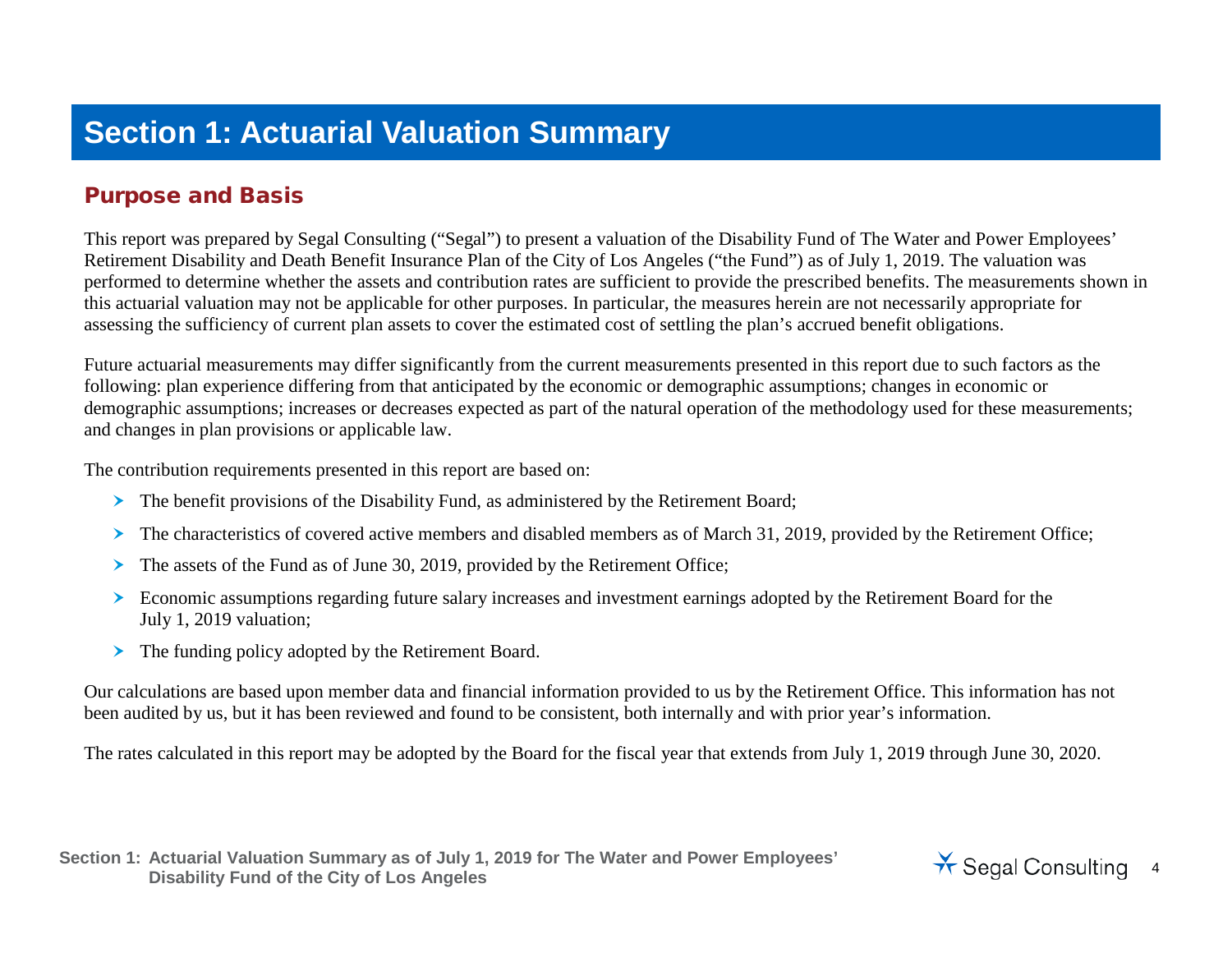# Section 1: Actuarial Valuation Summary

## Purpose and Basis

This report was prepared by Segal Consulting ("Segal") to present a valuation of the Disability Fund of The Water and Power Employees' Retirement Disability and Death Benefit Insurance Plan of the City of Los Angeles ("the Fund") as of July 1, 2019. The valuation was performed to determine whether the assets and contribution rates are sufficient to provide the prescribed benefits. The measurements shown in this actuarial valuation may not be applicable for other purposes. In particular, the measures herein are not necessarily appropriate for assessing the sufficiency of current plan assets to cover the estimated cost of settling the plan's accrued benefit obligations.

Future actuarial measurements may differ significantly from the current measurements presented in this report due to such factors as the following: plan experience differing from that anticipated by the economic or demographic assumptions; changes in economic or demographic assumptions; increases or decreases expected as part of the natural operation of the methodology used for these measurements; and changes in plan provisions or applicable law.

The contribution requirements presented in this report are based on:

- The benefit provisions of the Disability Fund, as administered by the Retirement Board;
- The characteristics of covered active members and disabled members as of March 31, 2019, provided by the Retirement Office;
- The assets of the Fund as of June 30, 2019, provided by the Retirement Office;
- Economic assumptions regarding future salary increases and investment earnings adopted by the Retirement Board for the July 1, 2019 valuation;
- The funding policy adopted by the Retirement Board.

Our calculations are based upon member data and financial information provided to us by the Retirement Office. This information has not been audited by us, but it has been reviewed and found to be consistent, both internally and with prior year's information.

The rates calculated in this report may be adopted by the Board for the fiscal year that extends from July 1, 2019 through June 30, 2020.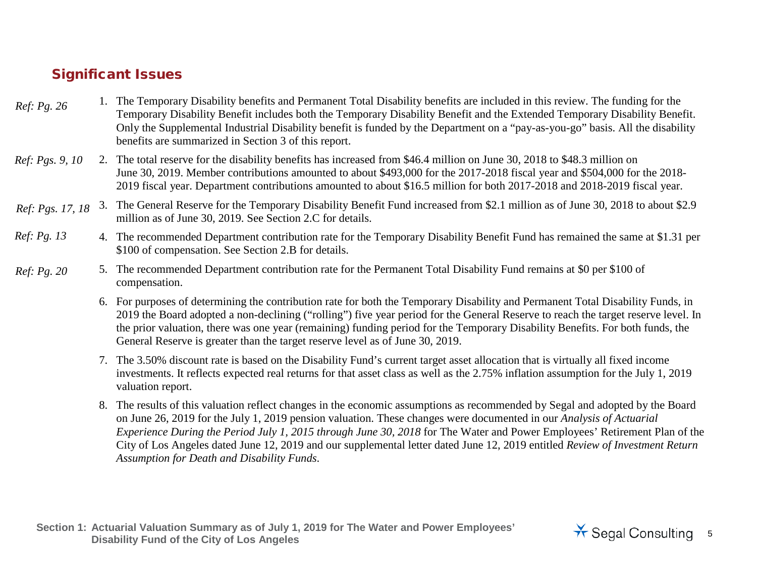## Significant Issues

*Ref: Pg. 26*

1. The Temporary Disability benefits and Permanent Total Disability benefits are included in this review. The funding for the Temporary Disability Benefit includes both the Temporary Disability Benefit and the Extended Temporary Disability Benefit. Only the Supplemental Industrial Disability benefit is funded by the Department on a "pay-as-you-go" basis. All the disability benefits are summarized in Section 3 of this report.

*Ref: Pgs. 9, 10*

2. The total reserve for the disability benefits has increased from $46.4 million on June 30, 2018 to $48.3 million on June 30, 2019. Member contributions amounted to about $493,000 for the 2017-2018 fiscal year and $504,000 for the 2018-2019 fiscal year. Department contributions amounted to about $16.5 million for both 2017-2018 and 2018-2019 fiscal year.

*Ref: Pgs. 17, 18*

3. The General Reserve for the Temporary Disability Benefit Fund increased from $2.1 million as of June 30, 2018 to about $2.9 million as of June 30, 2019. See Section 2.C for details.

*Ref: Pg. 13*

4. The recommended Department contribution rate for the Temporary Disability Benefit Fund has remained the same at $1.31 per $100 of compensation. See Section 2.B for details.

*Ref: Pg. 20*

5. The recommended Department contribution rate for the Permanent Total Disability Fund remains at $0 per $100 of compensation.
6. For purposes of determining the contribution rate for both the Temporary Disability and Permanent Total Disability Funds, in 2019 the Board adopted a non-declining ("rolling") five year period for the General Reserve to reach the target reserve level. In the prior valuation, there was one year (remaining) funding period for the Temporary Disability Benefits. For both funds, the General Reserve is greater than the target reserve level as of June 30, 2019.
7. The 3.50% discount rate is based on the Disability Fund's current target asset allocation that is virtually all fixed income investments. It reflects expected real returns for that asset class as well as the 2.75% inflation assumption for the July 1, 2019 valuation report.
8. The results of this valuation reflect changes in the economic assumptions as recommended by Segal and adopted by the Board on June 26, 2019 for the July 1, 2019 pension valuation. These changes were documented in our *Analysis of Actuarial Experience During the Period July 1, 2015 through June 30, 2018* for The Water and Power Employees' Retirement Plan of the City of Los Angeles dated June 12, 2019 and our supplemental letter dated June 12, 2019 entitled *Review of Investment Return Assumption for Death and Disability Funds*.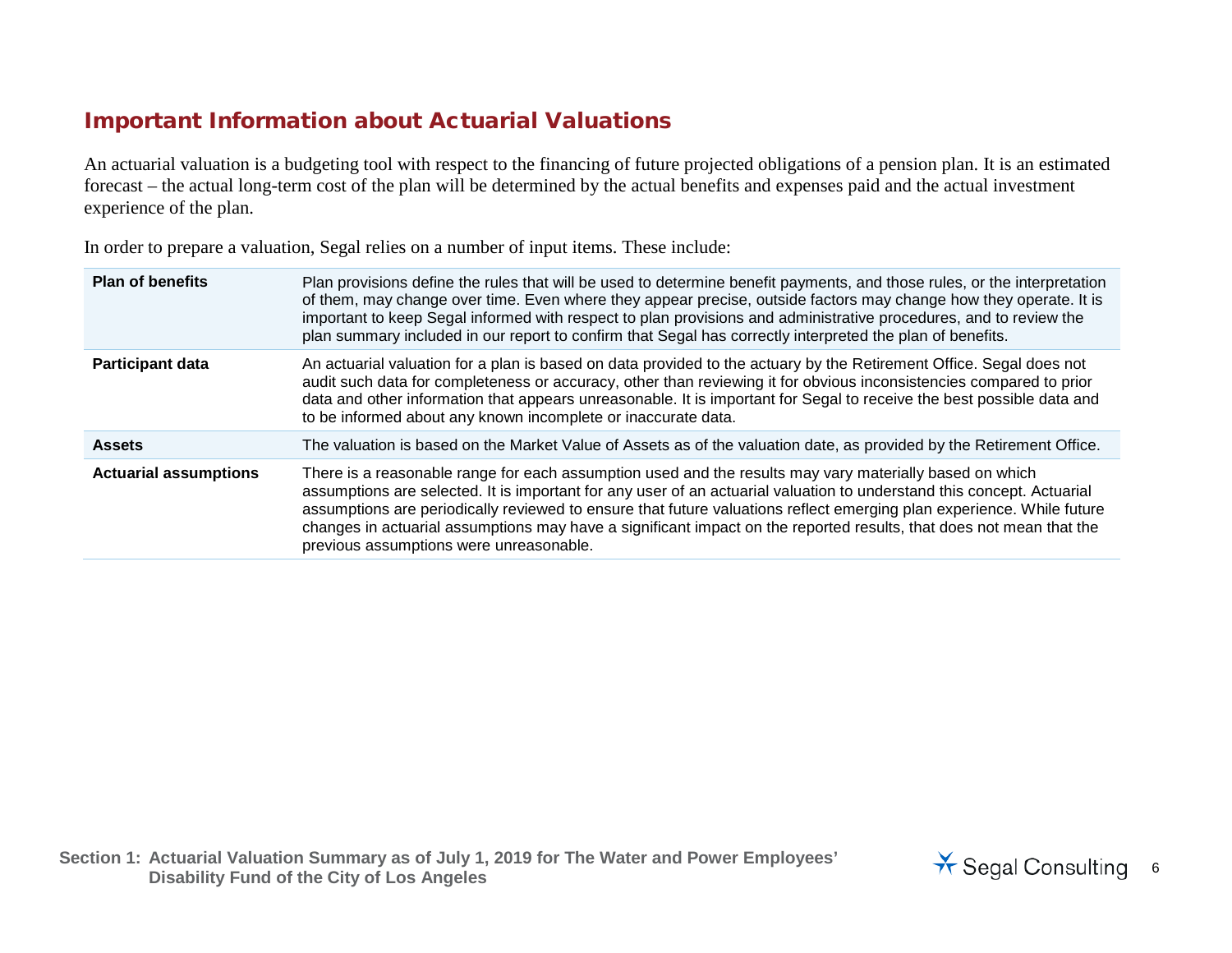## Important Information about Actuarial Valuations

An actuarial valuation is a budgeting tool with respect to the financing of future projected obligations of a pension plan. It is an estimated forecast – the actual long-term cost of the plan will be determined by the actual benefits and expenses paid and the actual investment experience of the plan.

In order to prepare a valuation, Segal relies on a number of input items. These include:

| | |
|---|---|
| **Plan of benefits** | Plan provisions define the rules that will be used to determine benefit payments, and those rules, or the interpretation of them, may change over time. Even where they appear precise, outside factors may change how they operate. It is important to keep Segal informed with respect to plan provisions and administrative procedures, and to review the plan summary included in our report to confirm that Segal has correctly interpreted the plan of benefits. |
| **Participant data** | An actuarial valuation for a plan is based on data provided to the actuary by the Retirement Office. Segal does not audit such data for completeness or accuracy, other than reviewing it for obvious inconsistencies compared to prior data and other information that appears unreasonable. It is important for Segal to receive the best possible data and to be informed about any known incomplete or inaccurate data. |
| **Assets** | The valuation is based on the Market Value of Assets as of the valuation date, as provided by the Retirement Office. |
| **Actuarial assumptions** | There is a reasonable range for each assumption used and the results may vary materially based on which assumptions are selected. It is important for any user of an actuarial valuation to understand this concept. Actuarial assumptions are periodically reviewed to ensure that future valuations reflect emerging plan experience. While future changes in actuarial assumptions may have a significant impact on the reported results, that does not mean that the previous assumptions were unreasonable. |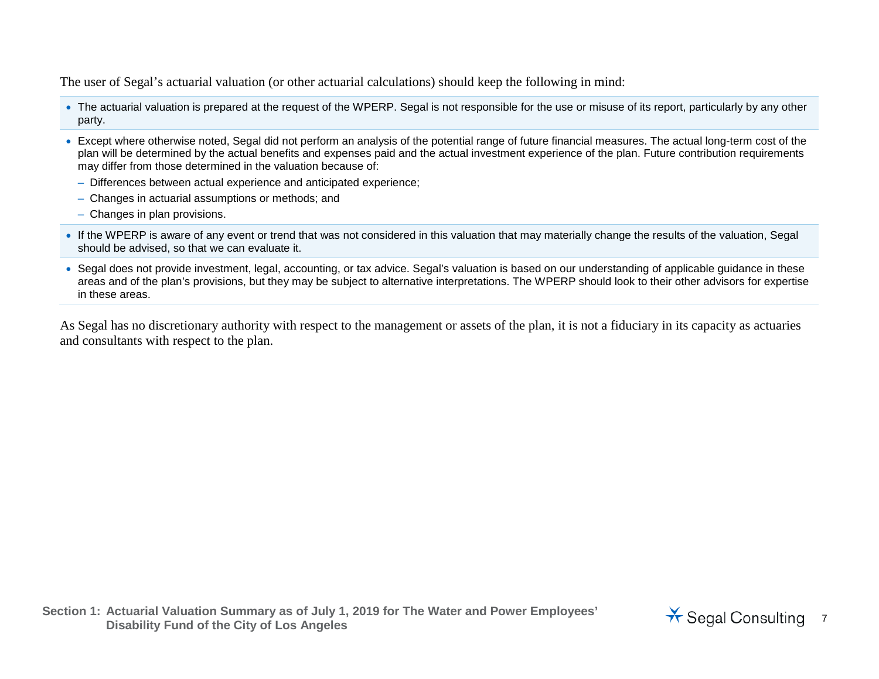The user of Segal's actuarial valuation (or other actuarial calculations) should keep the following in mind:

- The actuarial valuation is prepared at the request of the WPERP. Segal is not responsible for the use or misuse of its report, particularly by any other party.
- Except where otherwise noted, Segal did not perform an analysis of the potential range of future financial measures. The actual long-term cost of the plan will be determined by the actual benefits and expenses paid and the actual investment experience of the plan. Future contribution requirements may differ from those determined in the valuation because of:
  - Differences between actual experience and anticipated experience;
  - Changes in actuarial assumptions or methods; and
  - Changes in plan provisions.
- If the WPERP is aware of any event or trend that was not considered in this valuation that may materially change the results of the valuation, Segal should be advised, so that we can evaluate it.
- Segal does not provide investment, legal, accounting, or tax advice. Segal's valuation is based on our understanding of applicable guidance in these areas and of the plan's provisions, but they may be subject to alternative interpretations. The WPERP should look to their other advisors for expertise in these areas.

As Segal has no discretionary authority with respect to the management or assets of the plan, it is not a fiduciary in its capacity as actuaries and consultants with respect to the plan.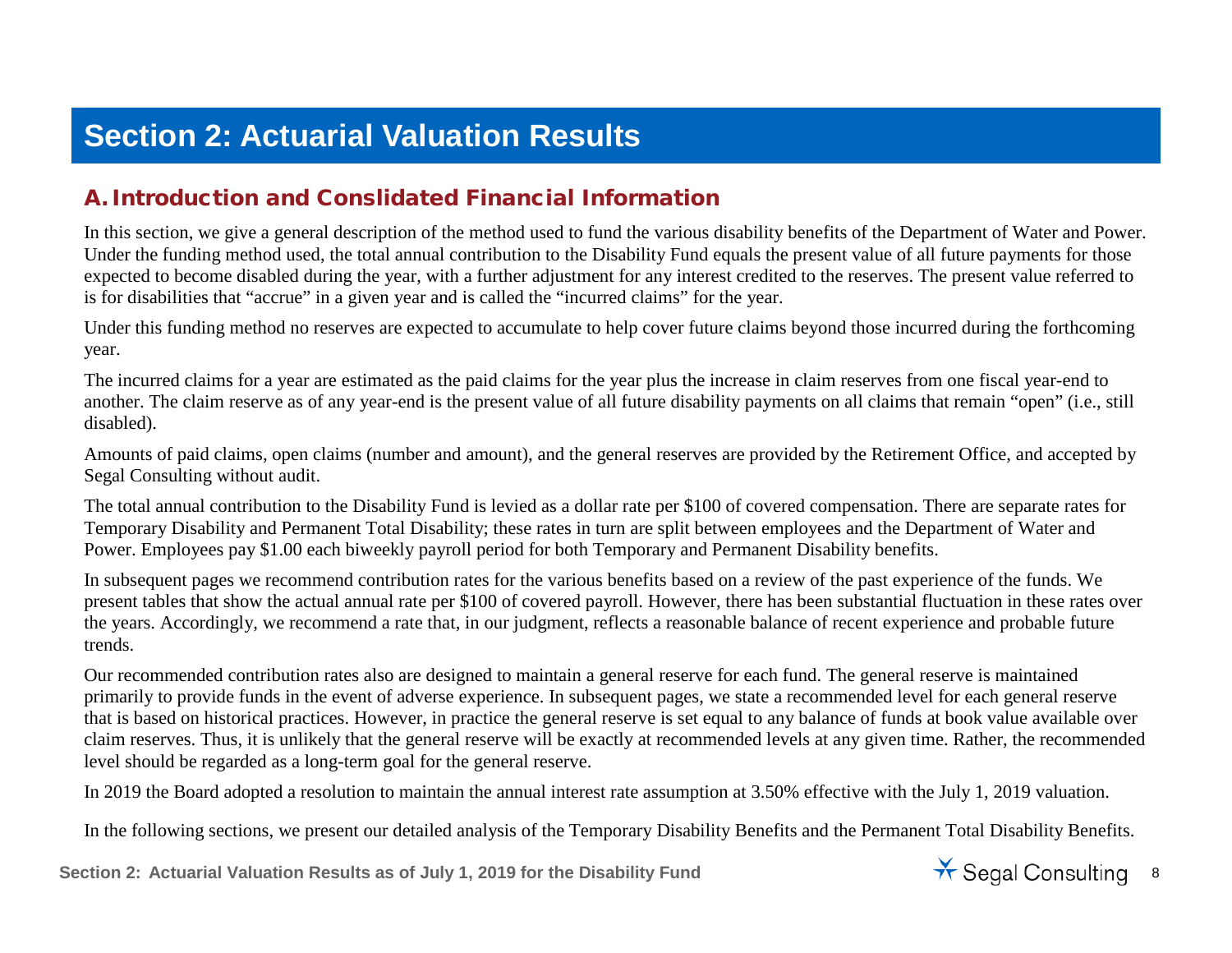# Section 2: Actuarial Valuation Results

## A. Introduction and Conslidated Financial Information

In this section, we give a general description of the method used to fund the various disability benefits of the Department of Water and Power. Under the funding method used, the total annual contribution to the Disability Fund equals the present value of all future payments for those expected to become disabled during the year, with a further adjustment for any interest credited to the reserves. The present value referred to is for disabilities that "accrue" in a given year and is called the "incurred claims" for the year.

Under this funding method no reserves are expected to accumulate to help cover future claims beyond those incurred during the forthcoming year.

The incurred claims for a year are estimated as the paid claims for the year plus the increase in claim reserves from one fiscal year-end to another. The claim reserve as of any year-end is the present value of all future disability payments on all claims that remain "open" (i.e., still disabled).

Amounts of paid claims, open claims (number and amount), and the general reserves are provided by the Retirement Office, and accepted by Segal Consulting without audit.

The total annual contribution to the Disability Fund is levied as a dollar rate per $100 of covered compensation. There are separate rates for Temporary Disability and Permanent Total Disability; these rates in turn are split between employees and the Department of Water and Power. Employees pay $1.00 each biweekly payroll period for both Temporary and Permanent Disability benefits.

In subsequent pages we recommend contribution rates for the various benefits based on a review of the past experience of the funds. We present tables that show the actual annual rate per $100 of covered payroll. However, there has been substantial fluctuation in these rates over the years. Accordingly, we recommend a rate that, in our judgment, reflects a reasonable balance of recent experience and probable future trends.

Our recommended contribution rates also are designed to maintain a general reserve for each fund. The general reserve is maintained primarily to provide funds in the event of adverse experience. In subsequent pages, we state a recommended level for each general reserve that is based on historical practices. However, in practice the general reserve is set equal to any balance of funds at book value available over claim reserves. Thus, it is unlikely that the general reserve will be exactly at recommended levels at any given time. Rather, the recommended level should be regarded as a long-term goal for the general reserve.

In 2019 the Board adopted a resolution to maintain the annual interest rate assumption at 3.50% effective with the July 1, 2019 valuation.

In the following sections, we present our detailed analysis of the Temporary Disability Benefits and the Permanent Total Disability Benefits.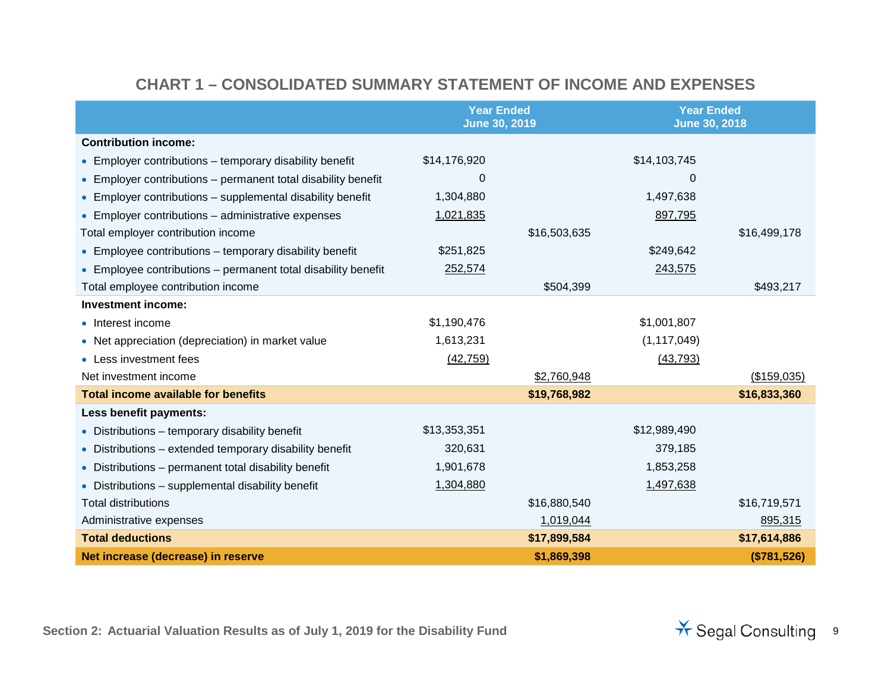## CHART 1 – CONSOLIDATED SUMMARY STATEMENT OF INCOME AND EXPENSES

| | Year Ended June 30, 2019 | | Year Ended June 30, 2018 | |
|---|---|---|---|---|
| **Contribution income:** | | | | |
| • Employer contributions – temporary disability benefit | $14,176,920 | | $14,103,745 | |
| • Employer contributions – permanent total disability benefit | 0 | | 0 | |
| • Employer contributions – supplemental disability benefit | 1,304,880 | | 1,497,638 | |
| • Employer contributions – administrative expenses | 1,021,835 | | 897,795 | |
| Total employer contribution income | | $16,503,635 | | $16,499,178 |
| • Employee contributions – temporary disability benefit | $251,825 | | $249,642 | |
| • Employee contributions – permanent total disability benefit | 252,574 | | 243,575 | |
| Total employee contribution income | | $504,399 | | $493,217 |
| **Investment income:** | | | | |
| • Interest income | $1,190,476 | | $1,001,807 | |
| • Net appreciation (depreciation) in market value | 1,613,231 | | (1,117,049) | |
| • Less investment fees | (42,759) | | (43,793) | |
| Net investment income | | $2,760,948 | | ($159,035) |
| **Total income available for benefits** | | **$19,768,982** | | **$16,833,360** |
| **Less benefit payments:** | | | | |
| • Distributions – temporary disability benefit | $13,353,351 | | $12,989,490 | |
| • Distributions – extended temporary disability benefit | 320,631 | | 379,185 | |
| • Distributions – permanent total disability benefit | 1,901,678 | | 1,853,258 | |
| • Distributions – supplemental disability benefit | 1,304,880 | | 1,497,638 | |
| Total distributions | | $16,880,540 | | $16,719,571 |
| Administrative expenses | | 1,019,044 | | 895,315 |
| **Total deductions** | | **$17,899,584** | | **$17,614,886** |
| **Net increase (decrease) in reserve** | | **$1,869,398** | | **($781,526)** |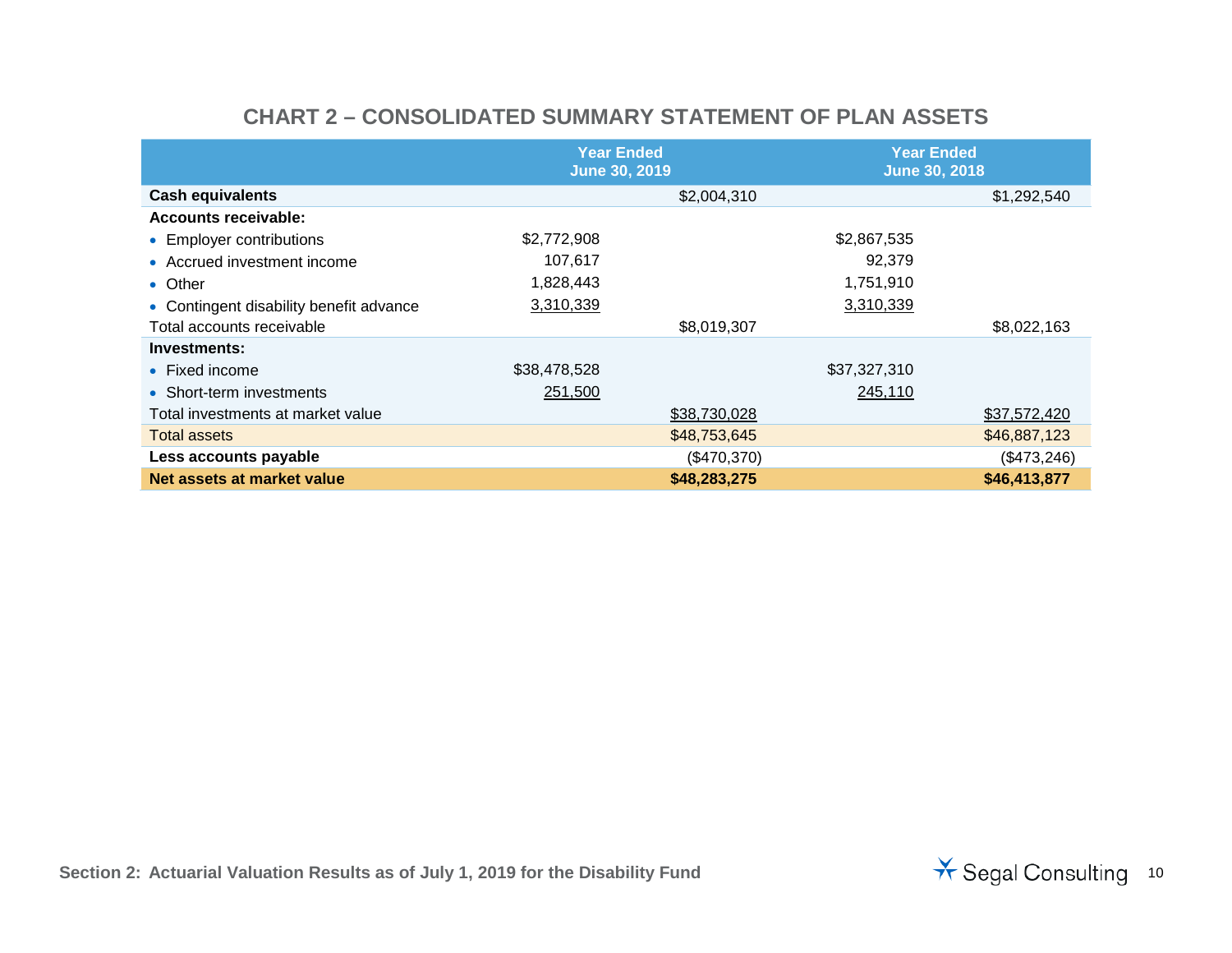## CHART 2 – CONSOLIDATED SUMMARY STATEMENT OF PLAN ASSETS

| | Year Ended June 30, 2019 | | Year Ended June 30, 2018 | |
|---|---|---|---|---|
| **Cash equivalents** | | $2,004,310 | | $1,292,540 |
| **Accounts receivable:** | | | | |
| • Employer contributions | $2,772,908 | | $2,867,535 | |
| • Accrued investment income | 107,617 | | 92,379 | |
| • Other | 1,828,443 | | 1,751,910 | |
| • Contingent disability benefit advance | 3,310,339 | | 3,310,339 | |
| Total accounts receivable | | $8,019,307 | | $8,022,163 |
| **Investments:** | | | | |
| • Fixed income | $38,478,528 | | $37,327,310 | |
| • Short-term investments | 251,500 | | 245,110 | |
| Total investments at market value | | $38,730,028 | | $37,572,420 |
| Total assets | | $48,753,645 | | $46,887,123 |
| **Less accounts payable** | | ($470,370) | | ($473,246) |
| **Net assets at market value** | | **$48,283,275** | | **$46,413,877** |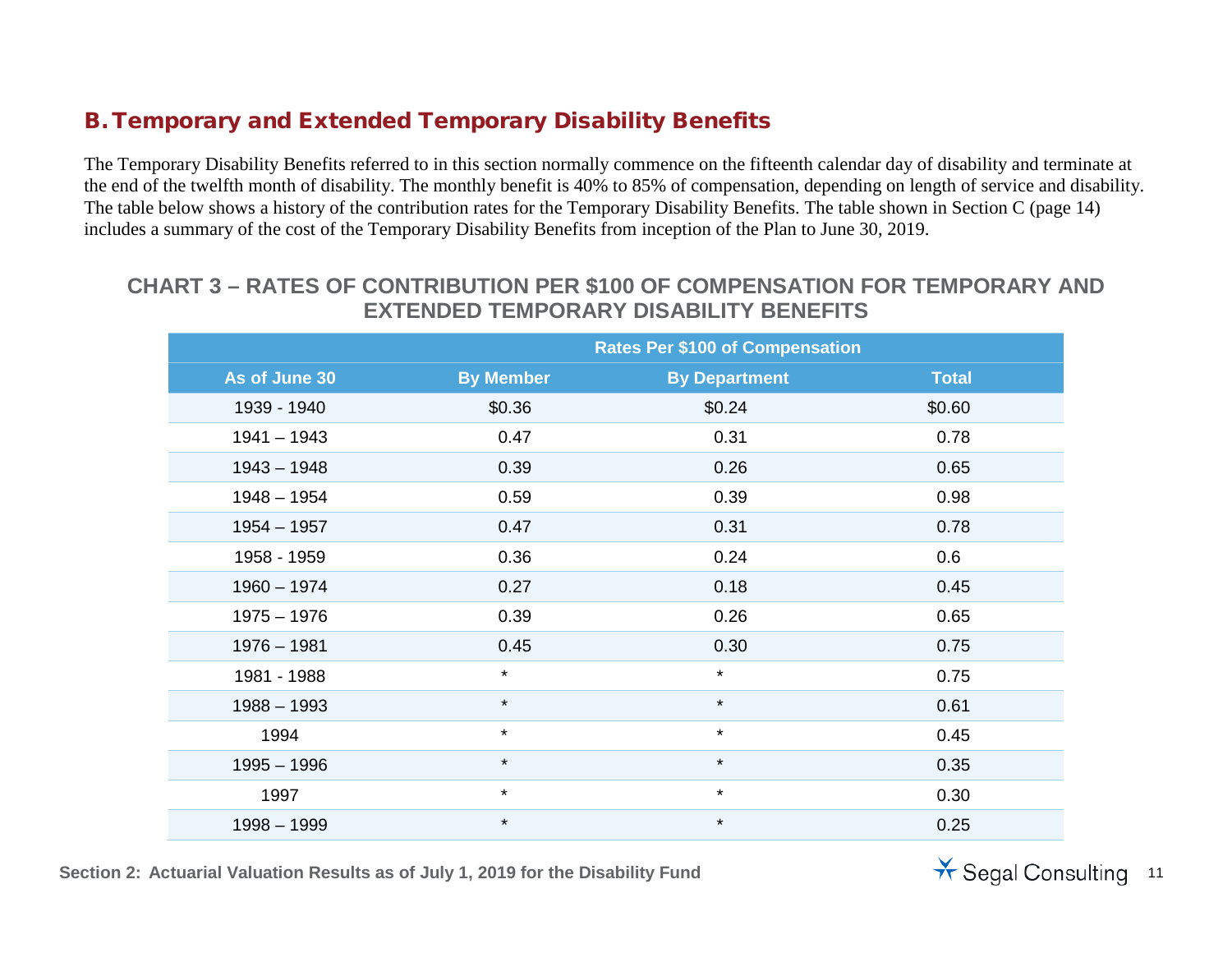## B. Temporary and Extended Temporary Disability Benefits

The Temporary Disability Benefits referred to in this section normally commence on the fifteenth calendar day of disability and terminate at the end of the twelfth month of disability. The monthly benefit is 40% to 85% of compensation, depending on length of service and disability. The table below shows a history of the contribution rates for the Temporary Disability Benefits. The table shown in Section C (page 14) includes a summary of the cost of the Temporary Disability Benefits from inception of the Plan to June 30, 2019.

### CHART 3 – RATES OF CONTRIBUTION PER $100 OF COMPENSATION FOR TEMPORARY AND EXTENDED TEMPORARY DISABILITY BENEFITS

| | Rates Per $100 of Compensation | | |
|---|---|---|---|
| **As of June 30** | **By Member** | **By Department** | **Total** |
| 1939 - 1940 | $0.36 | $0.24 | $0.60 |
| 1941 – 1943 | 0.47 | 0.31 | 0.78 |
| 1943 – 1948 | 0.39 | 0.26 | 0.65 |
| 1948 – 1954 | 0.59 | 0.39 | 0.98 |
| 1954 – 1957 | 0.47 | 0.31 | 0.78 |
| 1958 - 1959 | 0.36 | 0.24 | 0.6 |
| 1960 – 1974 | 0.27 | 0.18 | 0.45 |
| 1975 – 1976 | 0.39 | 0.26 | 0.65 |
| 1976 – 1981 | 0.45 | 0.30 | 0.75 |
| 1981 - 1988 | * | * | 0.75 |
| 1988 – 1993 | * | * | 0.61 |
| 1994 | * | * | 0.45 |
| 1995 – 1996 | * | * | 0.35 |
| 1997 | * | * | 0.30 |
| 1998 – 1999 | * | * | 0.25 |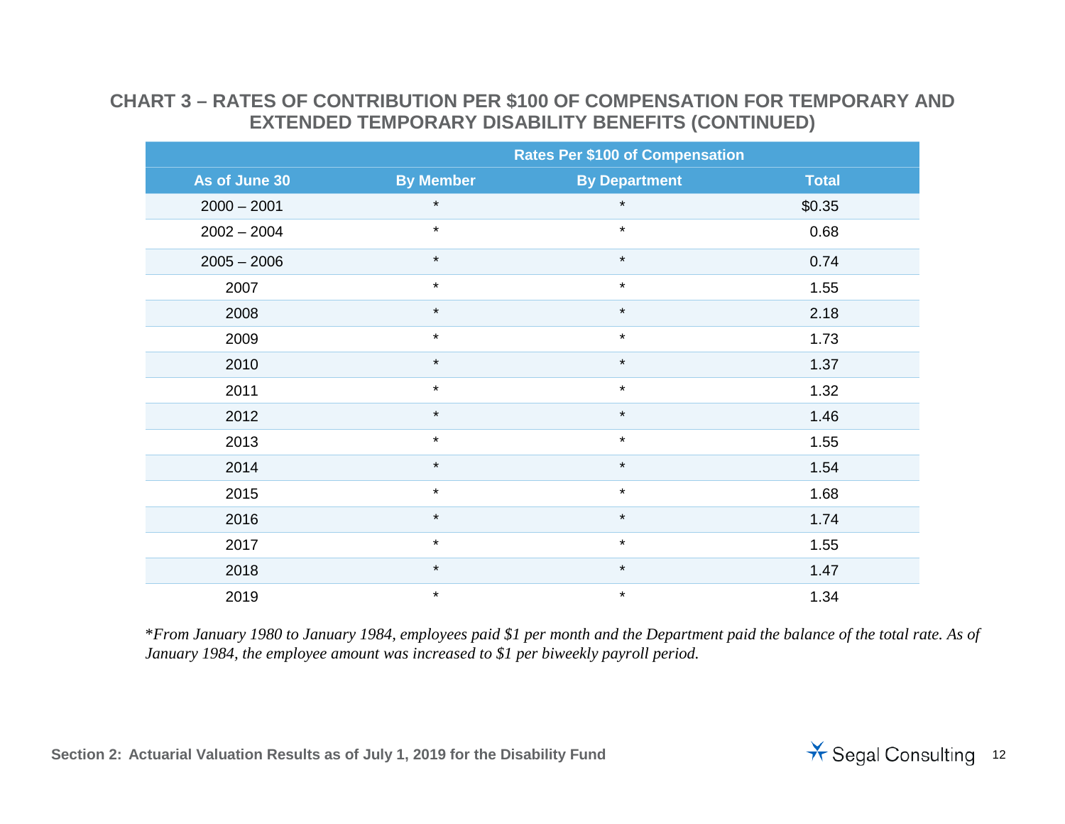## CHART 3 – RATES OF CONTRIBUTION PER $100 OF COMPENSATION FOR TEMPORARY AND EXTENDED TEMPORARY DISABILITY BENEFITS (CONTINUED)

| | Rates Per $100 of Compensation | | |
|---|---|---|---|
| **As of June 30** | **By Member** | **By Department** | **Total** |
| 2000 – 2001 | * | * | $0.35 |
| 2002 – 2004 | * | * | 0.68 |
| 2005 – 2006 | * | * | 0.74 |
| 2007 | * | * | 1.55 |
| 2008 | * | * | 2.18 |
| 2009 | * | * | 1.73 |
| 2010 | * | * | 1.37 |
| 2011 | * | * | 1.32 |
| 2012 | * | * | 1.46 |
| 2013 | * | * | 1.55 |
| 2014 | * | * | 1.54 |
| 2015 | * | * | 1.68 |
| 2016 | * | * | 1.74 |
| 2017 | * | * | 1.55 |
| 2018 | * | * | 1.47 |
| 2019 | * | * | 1.34 |

**From January 1980 to January 1984, employees paid $1 per month and the Department paid the balance of the total rate. As of January 1984, the employee amount was increased to $1 per biweekly payroll period.*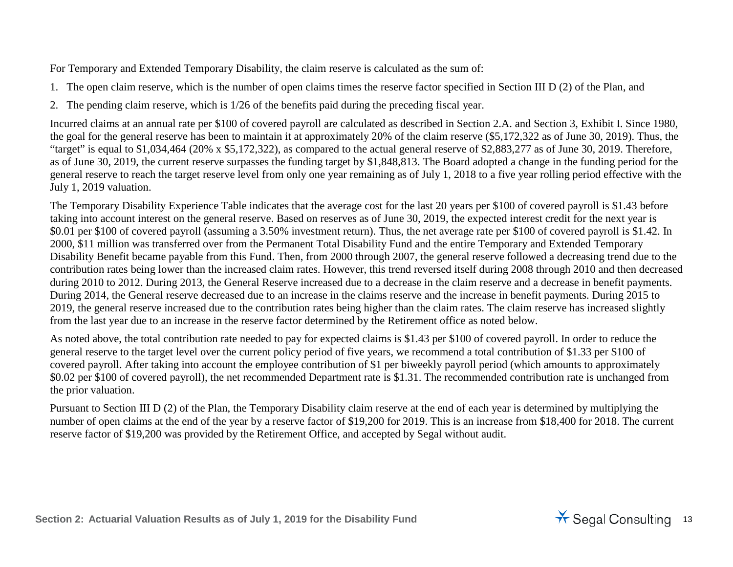For Temporary and Extended Temporary Disability, the claim reserve is calculated as the sum of:

1. The open claim reserve, which is the number of open claims times the reserve factor specified in Section III D (2) of the Plan, and
2. The pending claim reserve, which is 1/26 of the benefits paid during the preceding fiscal year.

Incurred claims at an annual rate per $100 of covered payroll are calculated as described in Section 2.A. and Section 3, Exhibit I. Since 1980, the goal for the general reserve has been to maintain it at approximately 20% of the claim reserve ($5,172,322 as of June 30, 2019). Thus, the "target" is equal to $1,034,464 (20% x $5,172,322), as compared to the actual general reserve of $2,883,277 as of June 30, 2019. Therefore, as of June 30, 2019, the current reserve surpasses the funding target by $1,848,813. The Board adopted a change in the funding period for the general reserve to reach the target reserve level from only one year remaining as of July 1, 2018 to a five year rolling period effective with the July 1, 2019 valuation.

The Temporary Disability Experience Table indicates that the average cost for the last 20 years per $100 of covered payroll is $1.43 before taking into account interest on the general reserve. Based on reserves as of June 30, 2019, the expected interest credit for the next year is $0.01 per $100 of covered payroll (assuming a 3.50% investment return). Thus, the net average rate per $100 of covered payroll is $1.42. In 2000, $11 million was transferred over from the Permanent Total Disability Fund and the entire Temporary and Extended Temporary Disability Benefit became payable from this Fund. Then, from 2000 through 2007, the general reserve followed a decreasing trend due to the contribution rates being lower than the increased claim rates. However, this trend reversed itself during 2008 through 2010 and then decreased during 2010 to 2012. During 2013, the General Reserve increased due to a decrease in the claim reserve and a decrease in benefit payments. During 2014, the General reserve decreased due to an increase in the claims reserve and the increase in benefit payments. During 2015 to 2019, the general reserve increased due to the contribution rates being higher than the claim rates. The claim reserve has increased slightly from the last year due to an increase in the reserve factor determined by the Retirement office as noted below.

As noted above, the total contribution rate needed to pay for expected claims is $1.43 per $100 of covered payroll. In order to reduce the general reserve to the target level over the current policy period of five years, we recommend a total contribution of $1.33 per $100 of covered payroll. After taking into account the employee contribution of $1 per biweekly payroll period (which amounts to approximately $0.02 per $100 of covered payroll), the net recommended Department rate is $1.31. The recommended contribution rate is unchanged from the prior valuation.

Pursuant to Section III D (2) of the Plan, the Temporary Disability claim reserve at the end of each year is determined by multiplying the number of open claims at the end of the year by a reserve factor of $19,200 for 2019. This is an increase from $18,400 for 2018. The current reserve factor of $19,200 was provided by the Retirement Office, and accepted by Segal without audit.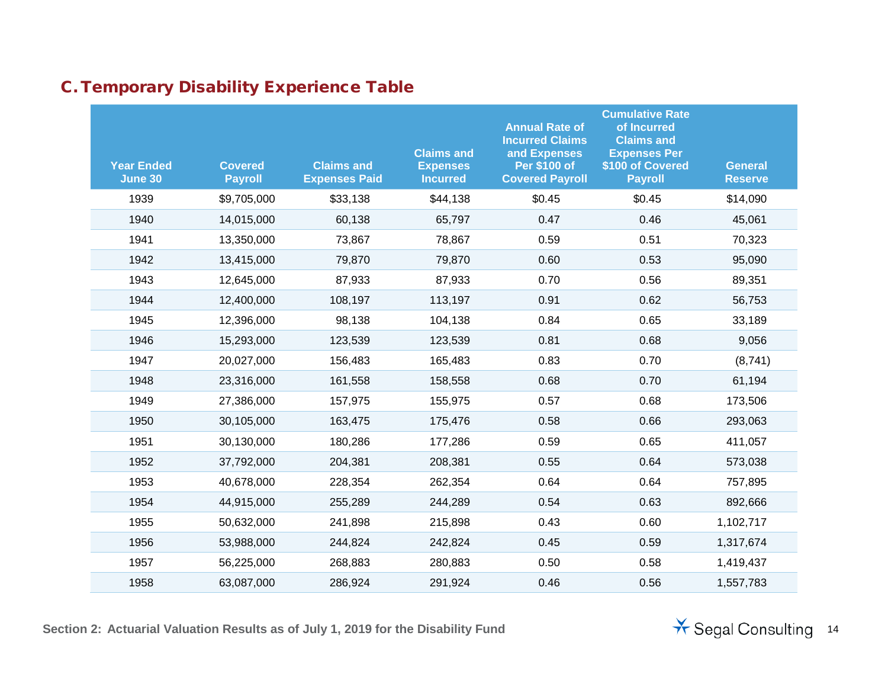## C. Temporary Disability Experience Table

| Year Ended June 30 | Covered Payroll | Claims and Expenses Paid | Claims and Expenses Incurred | Annual Rate of Incurred Claims and Expenses Per $100 of Covered Payroll | Cumulative Rate of Incurred Claims and Expenses Per $100 of Covered Payroll | General Reserve |
|---|---|---|---|---|---|---|
| 1939 | $9,705,000 | $33,138 | $44,138 | $0.45 | $0.45 | $14,090 |
| 1940 | 14,015,000 | 60,138 | 65,797 | 0.47 | 0.46 | 45,061 |
| 1941 | 13,350,000 | 73,867 | 78,867 | 0.59 | 0.51 | 70,323 |
| 1942 | 13,415,000 | 79,870 | 79,870 | 0.60 | 0.53 | 95,090 |
| 1943 | 12,645,000 | 87,933 | 87,933 | 0.70 | 0.56 | 89,351 |
| 1944 | 12,400,000 | 108,197 | 113,197 | 0.91 | 0.62 | 56,753 |
| 1945 | 12,396,000 | 98,138 | 104,138 | 0.84 | 0.65 | 33,189 |
| 1946 | 15,293,000 | 123,539 | 123,539 | 0.81 | 0.68 | 9,056 |
| 1947 | 20,027,000 | 156,483 | 165,483 | 0.83 | 0.70 | (8,741) |
| 1948 | 23,316,000 | 161,558 | 158,558 | 0.68 | 0.70 | 61,194 |
| 1949 | 27,386,000 | 157,975 | 155,975 | 0.57 | 0.68 | 173,506 |
| 1950 | 30,105,000 | 163,475 | 175,476 | 0.58 | 0.66 | 293,063 |
| 1951 | 30,130,000 | 180,286 | 177,286 | 0.59 | 0.65 | 411,057 |
| 1952 | 37,792,000 | 204,381 | 208,381 | 0.55 | 0.64 | 573,038 |
| 1953 | 40,678,000 | 228,354 | 262,354 | 0.64 | 0.64 | 757,895 |
| 1954 | 44,915,000 | 255,289 | 244,289 | 0.54 | 0.63 | 892,666 |
| 1955 | 50,632,000 | 241,898 | 215,898 | 0.43 | 0.60 | 1,102,717 |
| 1956 | 53,988,000 | 244,824 | 242,824 | 0.45 | 0.59 | 1,317,674 |
| 1957 | 56,225,000 | 268,883 | 280,883 | 0.50 | 0.58 | 1,419,437 |
| 1958 | 63,087,000 | 286,924 | 291,924 | 0.46 | 0.56 | 1,557,783 |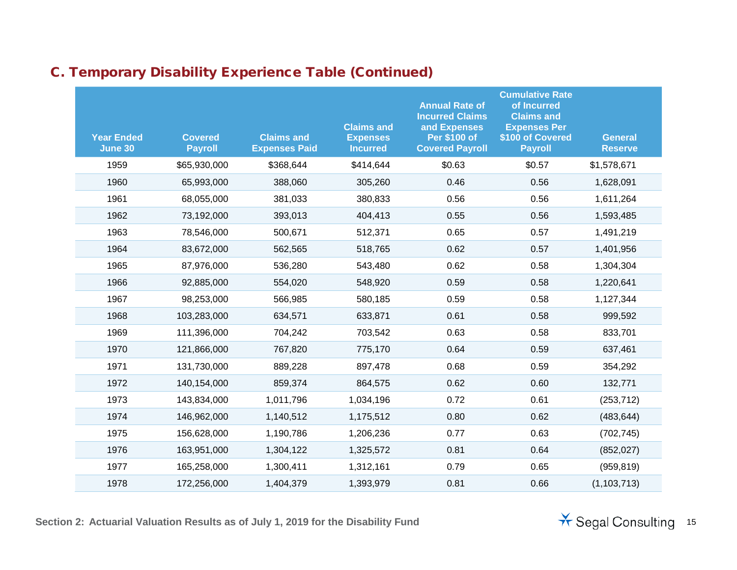## C. Temporary Disability Experience Table (Continued)

| Year Ended June 30 | Covered Payroll | Claims and Expenses Paid | Claims and Expenses Incurred | Annual Rate of Incurred Claims and Expenses Per $100 of Covered Payroll | Cumulative Rate of Incurred Claims and Expenses Per $100 of Covered Payroll | General Reserve |
|---|---|---|---|---|---|---|
| 1959 | $65,930,000 | $368,644 | $414,644 | $0.63 | $0.57 | $1,578,671 |
| 1960 | 65,993,000 | 388,060 | 305,260 | 0.46 | 0.56 | 1,628,091 |
| 1961 | 68,055,000 | 381,033 | 380,833 | 0.56 | 0.56 | 1,611,264 |
| 1962 | 73,192,000 | 393,013 | 404,413 | 0.55 | 0.56 | 1,593,485 |
| 1963 | 78,546,000 | 500,671 | 512,371 | 0.65 | 0.57 | 1,491,219 |
| 1964 | 83,672,000 | 562,565 | 518,765 | 0.62 | 0.57 | 1,401,956 |
| 1965 | 87,976,000 | 536,280 | 543,480 | 0.62 | 0.58 | 1,304,304 |
| 1966 | 92,885,000 | 554,020 | 548,920 | 0.59 | 0.58 | 1,220,641 |
| 1967 | 98,253,000 | 566,985 | 580,185 | 0.59 | 0.58 | 1,127,344 |
| 1968 | 103,283,000 | 634,571 | 633,871 | 0.61 | 0.58 | 999,592 |
| 1969 | 111,396,000 | 704,242 | 703,542 | 0.63 | 0.58 | 833,701 |
| 1970 | 121,866,000 | 767,820 | 775,170 | 0.64 | 0.59 | 637,461 |
| 1971 | 131,730,000 | 889,228 | 897,478 | 0.68 | 0.59 | 354,292 |
| 1972 | 140,154,000 | 859,374 | 864,575 | 0.62 | 0.60 | 132,771 |
| 1973 | 143,834,000 | 1,011,796 | 1,034,196 | 0.72 | 0.61 | (253,712) |
| 1974 | 146,962,000 | 1,140,512 | 1,175,512 | 0.80 | 0.62 | (483,644) |
| 1975 | 156,628,000 | 1,190,786 | 1,206,236 | 0.77 | 0.63 | (702,745) |
| 1976 | 163,951,000 | 1,304,122 | 1,325,572 | 0.81 | 0.64 | (852,027) |
| 1977 | 165,258,000 | 1,300,411 | 1,312,161 | 0.79 | 0.65 | (959,819) |
| 1978 | 172,256,000 | 1,404,379 | 1,393,979 | 0.81 | 0.66 | (1,103,713) |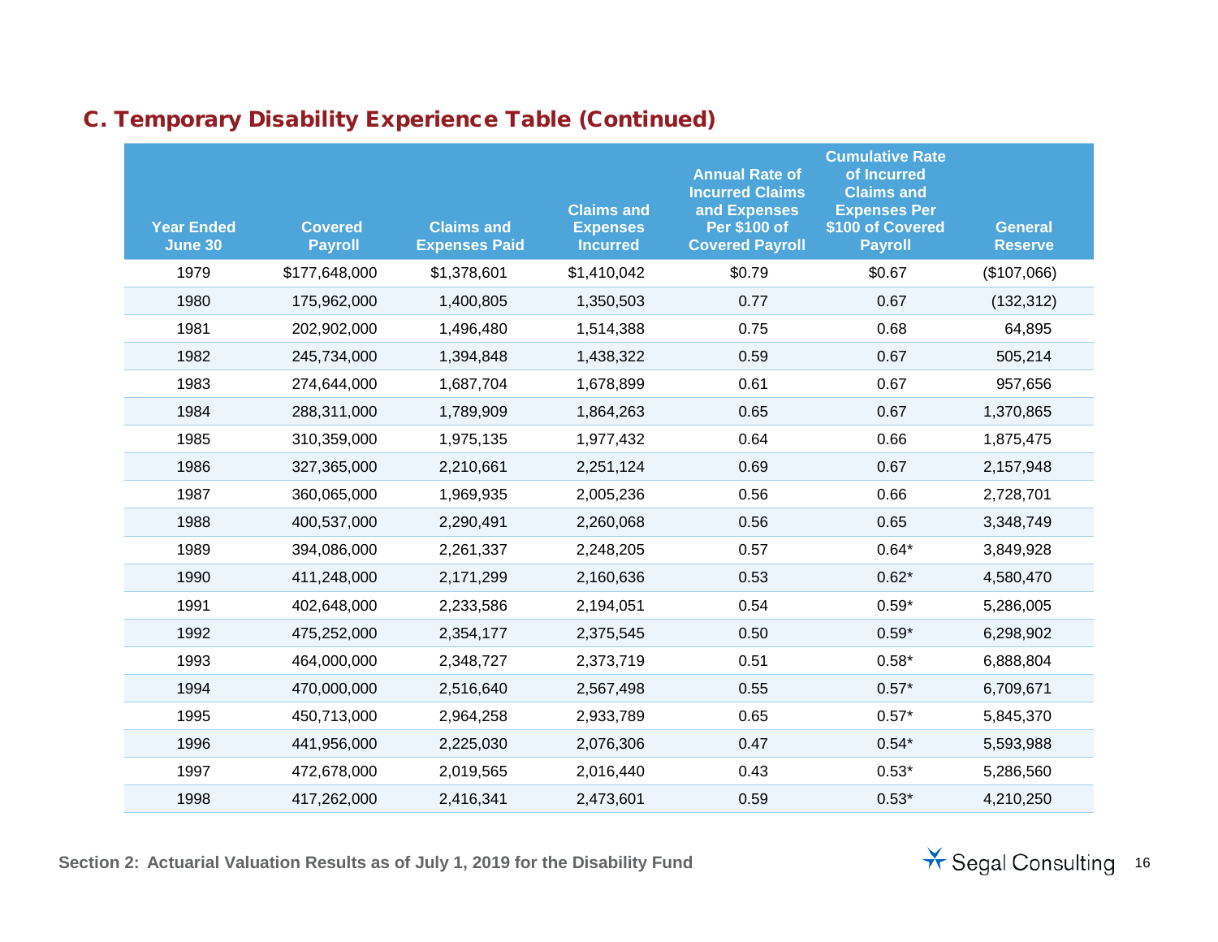## C. Temporary Disability Experience Table (Continued)

| Year Ended June 30 | Covered Payroll | Claims and Expenses Paid | Claims and Expenses Incurred | Annual Rate of Incurred Claims and Expenses Per $100 of Covered Payroll | Cumulative Rate of Incurred Claims and Expenses Per $100 of Covered Payroll | General Reserve |
|---|---|---|---|---|---|---|
| 1979 | $177,648,000 | $1,378,601 | $1,410,042 | $0.79 | $0.67 | ($107,066) |
| 1980 | 175,962,000 | 1,400,805 | 1,350,503 | 0.77 | 0.67 | (132,312) |
| 1981 | 202,902,000 | 1,496,480 | 1,514,388 | 0.75 | 0.68 | 64,895 |
| 1982 | 245,734,000 | 1,394,848 | 1,438,322 | 0.59 | 0.67 | 505,214 |
| 1983 | 274,644,000 | 1,687,704 | 1,678,899 | 0.61 | 0.67 | 957,656 |
| 1984 | 288,311,000 | 1,789,909 | 1,864,263 | 0.65 | 0.67 | 1,370,865 |
| 1985 | 310,359,000 | 1,975,135 | 1,977,432 | 0.64 | 0.66 | 1,875,475 |
| 1986 | 327,365,000 | 2,210,661 | 2,251,124 | 0.69 | 0.67 | 2,157,948 |
| 1987 | 360,065,000 | 1,969,935 | 2,005,236 | 0.56 | 0.66 | 2,728,701 |
| 1988 | 400,537,000 | 2,290,491 | 2,260,068 | 0.56 | 0.65 | 3,348,749 |
| 1989 | 394,086,000 | 2,261,337 | 2,248,205 | 0.57 | 0.64* | 3,849,928 |
| 1990 | 411,248,000 | 2,171,299 | 2,160,636 | 0.53 | 0.62* | 4,580,470 |
| 1991 | 402,648,000 | 2,233,586 | 2,194,051 | 0.54 | 0.59* | 5,286,005 |
| 1992 | 475,252,000 | 2,354,177 | 2,375,545 | 0.50 | 0.59* | 6,298,902 |
| 1993 | 464,000,000 | 2,348,727 | 2,373,719 | 0.51 | 0.58* | 6,888,804 |
| 1994 | 470,000,000 | 2,516,640 | 2,567,498 | 0.55 | 0.57* | 6,709,671 |
| 1995 | 450,713,000 | 2,964,258 | 2,933,789 | 0.65 | 0.57* | 5,845,370 |
| 1996 | 441,956,000 | 2,225,030 | 2,076,306 | 0.47 | 0.54* | 5,593,988 |
| 1997 | 472,678,000 | 2,019,565 | 2,016,440 | 0.43 | 0.53* | 5,286,560 |
| 1998 | 417,262,000 | 2,416,341 | 2,473,601 | 0.59 | 0.53* | 4,210,250 |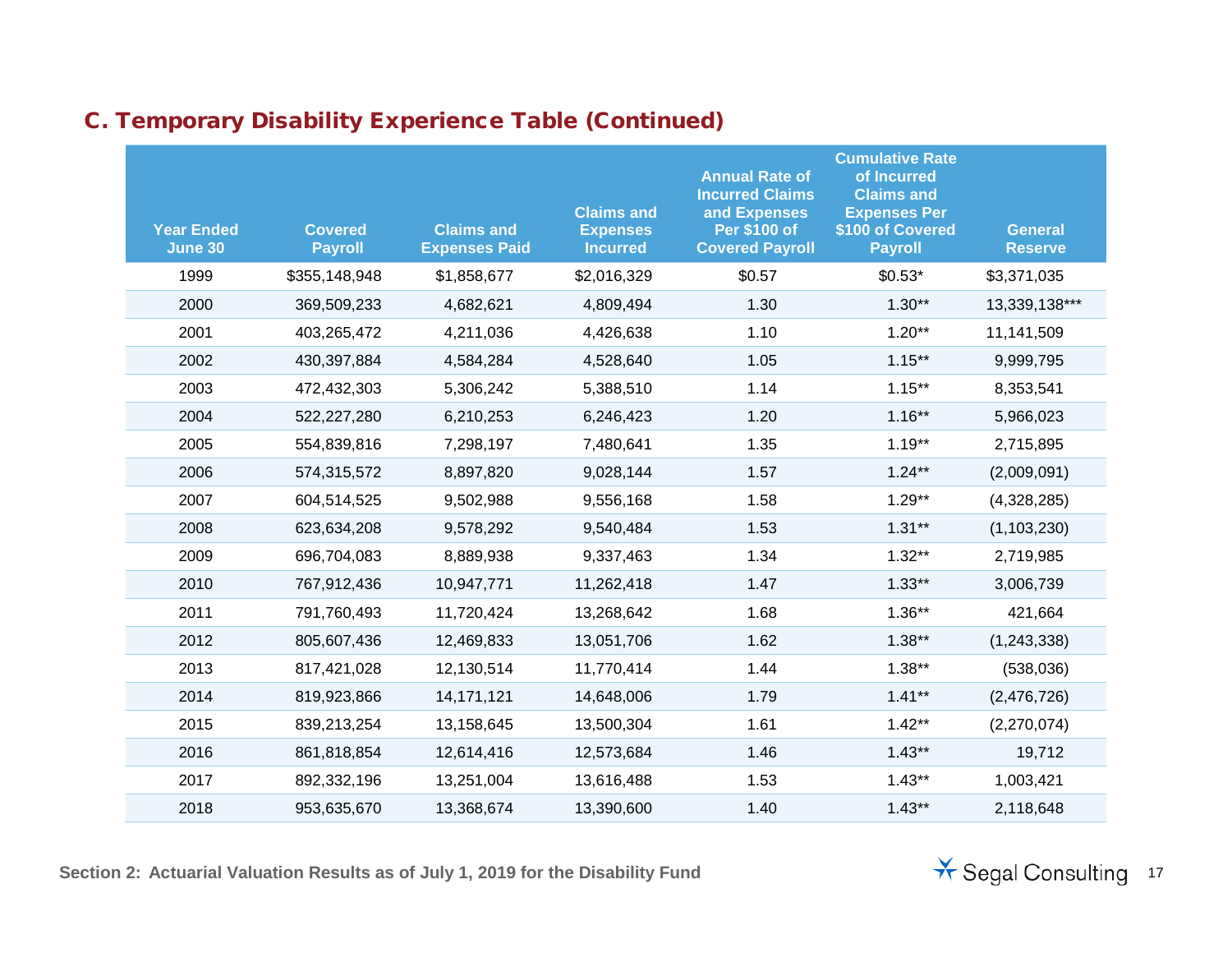## C. Temporary Disability Experience Table (Continued)

| Year Ended June 30 | Covered Payroll | Claims and Expenses Paid | Claims and Expenses Incurred | Annual Rate of Incurred Claims and Expenses Per $100 of Covered Payroll | Cumulative Rate of Incurred Claims and Expenses Per $100 of Covered Payroll | General Reserve |
|---|---|---|---|---|---|---|
| 1999 | $355,148,948 | $1,858,677 | $2,016,329 | $0.57 | $0.53* | $3,371,035 |
| 2000 | 369,509,233 | 4,682,621 | 4,809,494 | 1.30 | 1.30** | 13,339,138*** |
| 2001 | 403,265,472 | 4,211,036 | 4,426,638 | 1.10 | 1.20** | 11,141,509 |
| 2002 | 430,397,884 | 4,584,284 | 4,528,640 | 1.05 | 1.15** | 9,999,795 |
| 2003 | 472,432,303 | 5,306,242 | 5,388,510 | 1.14 | 1.15** | 8,353,541 |
| 2004 | 522,227,280 | 6,210,253 | 6,246,423 | 1.20 | 1.16** | 5,966,023 |
| 2005 | 554,839,816 | 7,298,197 | 7,480,641 | 1.35 | 1.19** | 2,715,895 |
| 2006 | 574,315,572 | 8,897,820 | 9,028,144 | 1.57 | 1.24** | (2,009,091) |
| 2007 | 604,514,525 | 9,502,988 | 9,556,168 | 1.58 | 1.29** | (4,328,285) |
| 2008 | 623,634,208 | 9,578,292 | 9,540,484 | 1.53 | 1.31** | (1,103,230) |
| 2009 | 696,704,083 | 8,889,938 | 9,337,463 | 1.34 | 1.32** | 2,719,985 |
| 2010 | 767,912,436 | 10,947,771 | 11,262,418 | 1.47 | 1.33** | 3,006,739 |
| 2011 | 791,760,493 | 11,720,424 | 13,268,642 | 1.68 | 1.36** | 421,664 |
| 2012 | 805,607,436 | 12,469,833 | 13,051,706 | 1.62 | 1.38** | (1,243,338) |
| 2013 | 817,421,028 | 12,130,514 | 11,770,414 | 1.44 | 1.38** | (538,036) |
| 2014 | 819,923,866 | 14,171,121 | 14,648,006 | 1.79 | 1.41** | (2,476,726) |
| 2015 | 839,213,254 | 13,158,645 | 13,500,304 | 1.61 | 1.42** | (2,270,074) |
| 2016 | 861,818,854 | 12,614,416 | 12,573,684 | 1.46 | 1.43** | 19,712 |
| 2017 | 892,332,196 | 13,251,004 | 13,616,488 | 1.53 | 1.43** | 1,003,421 |
| 2018 | 953,635,670 | 13,368,674 | 13,390,600 | 1.40 | 1.43** | 2,118,648 |

Section 2: Actuarial Valuation Results as of July 1, 2019 for the Disability Fund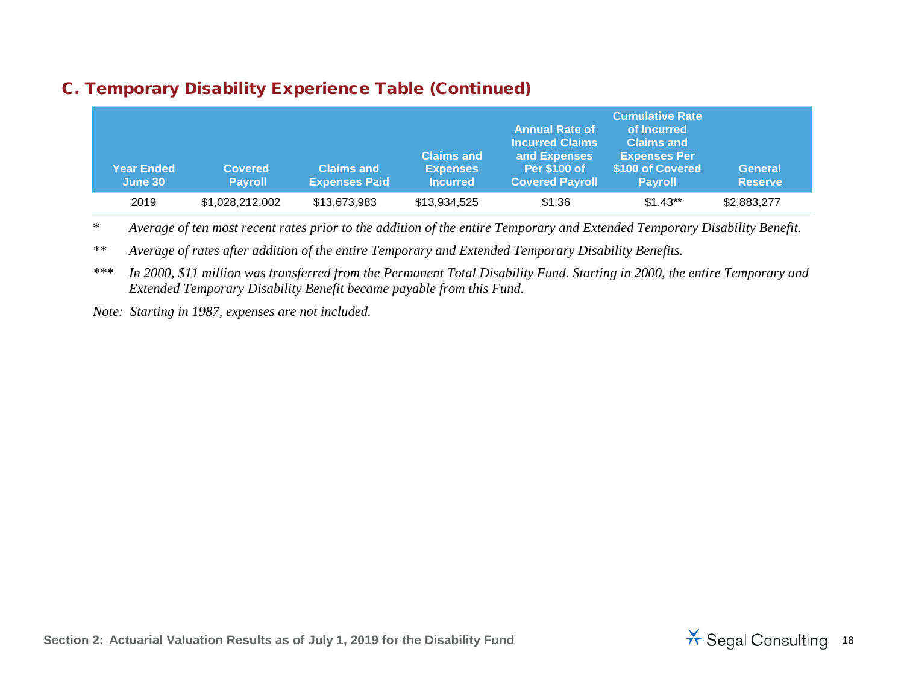## C. Temporary Disability Experience Table (Continued)

| Year Ended June 30 | Covered Payroll | Claims and Expenses Paid | Claims and Expenses Incurred | Annual Rate of Incurred Claims and Expenses Per $100 of Covered Payroll | Cumulative Rate of Incurred Claims and Expenses Per $100 of Covered Payroll | General Reserve |
|---|---|---|---|---|---|---|
| 2019 | $1,028,212,002 | $13,673,983 | $13,934,525 | $1.36 | $1.43** | $2,883,277 |

*\* Average of ten most recent rates prior to the addition of the entire Temporary and Extended Temporary Disability Benefit.*

*\*\* Average of rates after addition of the entire Temporary and Extended Temporary Disability Benefits.*

*\*\*\* In 2000, $11 million was transferred from the Permanent Total Disability Fund. Starting in 2000, the entire Temporary and Extended Temporary Disability Benefit became payable from this Fund.*

*Note: Starting in 1987, expenses are not included.*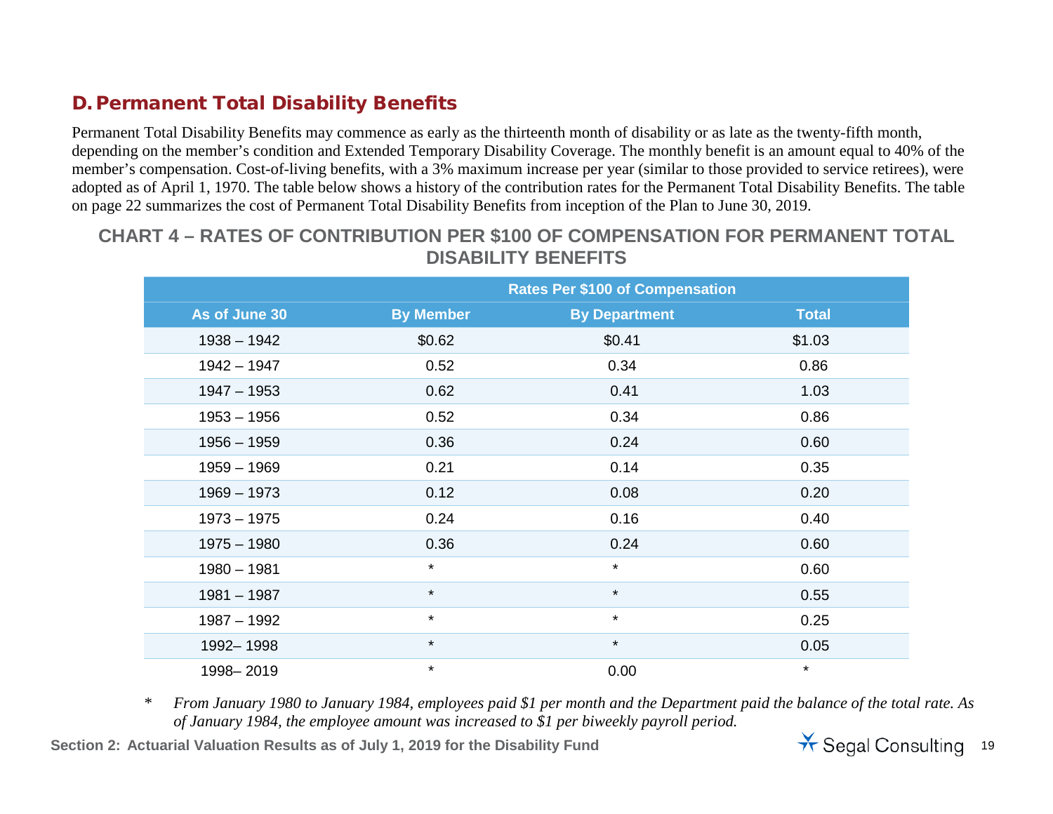## D. Permanent Total Disability Benefits

Permanent Total Disability Benefits may commence as early as the thirteenth month of disability or as late as the twenty-fifth month, depending on the member's condition and Extended Temporary Disability Coverage. The monthly benefit is an amount equal to 40% of the member's compensation. Cost-of-living benefits, with a 3% maximum increase per year (similar to those provided to service retirees), were adopted as of April 1, 1970. The table below shows a history of the contribution rates for the Permanent Total Disability Benefits. The table on page 22 summarizes the cost of Permanent Total Disability Benefits from inception of the Plan to June 30, 2019.

### CHART 4 – RATES OF CONTRIBUTION PER $100 OF COMPENSATION FOR PERMANENT TOTAL DISABILITY BENEFITS

| | Rates Per $100 of Compensation | | |
|---|---|---|---|
| **As of June 30** | **By Member** | **By Department** | **Total** |
| 1938 – 1942 | $0.62 | $0.41 | $1.03 |
| 1942 – 1947 | 0.52 | 0.34 | 0.86 |
| 1947 – 1953 | 0.62 | 0.41 | 1.03 |
| 1953 – 1956 | 0.52 | 0.34 | 0.86 |
| 1956 – 1959 | 0.36 | 0.24 | 0.60 |
| 1959 – 1969 | 0.21 | 0.14 | 0.35 |
| 1969 – 1973 | 0.12 | 0.08 | 0.20 |
| 1973 – 1975 | 0.24 | 0.16 | 0.40 |
| 1975 – 1980 | 0.36 | 0.24 | 0.60 |
| 1980 – 1981 | * | * | 0.60 |
| 1981 – 1987 | * | * | 0.55 |
| 1987 – 1992 | * | * | 0.25 |
| 1992– 1998 | * | * | 0.05 |
| 1998– 2019 | * | 0.00 | * |

\* *From January 1980 to January 1984, employees paid $1 per month and the Department paid the balance of the total rate. As of January 1984, the employee amount was increased to $1 per biweekly payroll period.*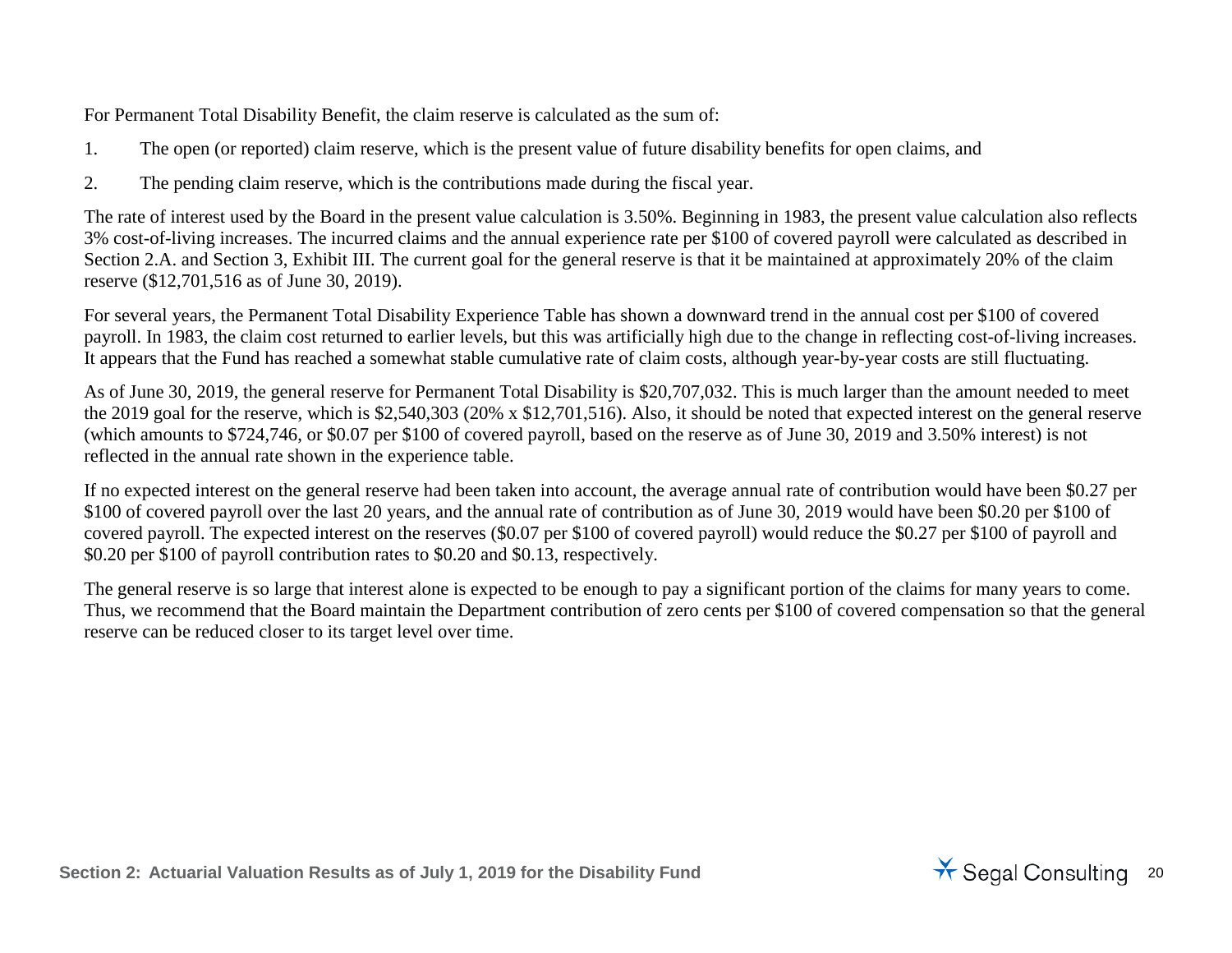For Permanent Total Disability Benefit, the claim reserve is calculated as the sum of:

1. The open (or reported) claim reserve, which is the present value of future disability benefits for open claims, and
2. The pending claim reserve, which is the contributions made during the fiscal year.

The rate of interest used by the Board in the present value calculation is 3.50%. Beginning in 1983, the present value calculation also reflects 3% cost-of-living increases. The incurred claims and the annual experience rate per $100 of covered payroll were calculated as described in Section 2.A. and Section 3, Exhibit III. The current goal for the general reserve is that it be maintained at approximately 20% of the claim reserve ($12,701,516 as of June 30, 2019).

For several years, the Permanent Total Disability Experience Table has shown a downward trend in the annual cost per $100 of covered payroll. In 1983, the claim cost returned to earlier levels, but this was artificially high due to the change in reflecting cost-of-living increases. It appears that the Fund has reached a somewhat stable cumulative rate of claim costs, although year-by-year costs are still fluctuating.

As of June 30, 2019, the general reserve for Permanent Total Disability is $20,707,032. This is much larger than the amount needed to meet the 2019 goal for the reserve, which is $2,540,303 (20% x $12,701,516). Also, it should be noted that expected interest on the general reserve (which amounts to $724,746, or $0.07 per $100 of covered payroll, based on the reserve as of June 30, 2019 and 3.50% interest) is not reflected in the annual rate shown in the experience table.

If no expected interest on the general reserve had been taken into account, the average annual rate of contribution would have been $0.27 per $100 of covered payroll over the last 20 years, and the annual rate of contribution as of June 30, 2019 would have been $0.20 per $100 of covered payroll. The expected interest on the reserves ($0.07 per $100 of covered payroll) would reduce the $0.27 per $100 of payroll and $0.20 per $100 of payroll contribution rates to $0.20 and $0.13, respectively.

The general reserve is so large that interest alone is expected to be enough to pay a significant portion of the claims for many years to come. Thus, we recommend that the Board maintain the Department contribution of zero cents per $100 of covered compensation so that the general reserve can be reduced closer to its target level over time.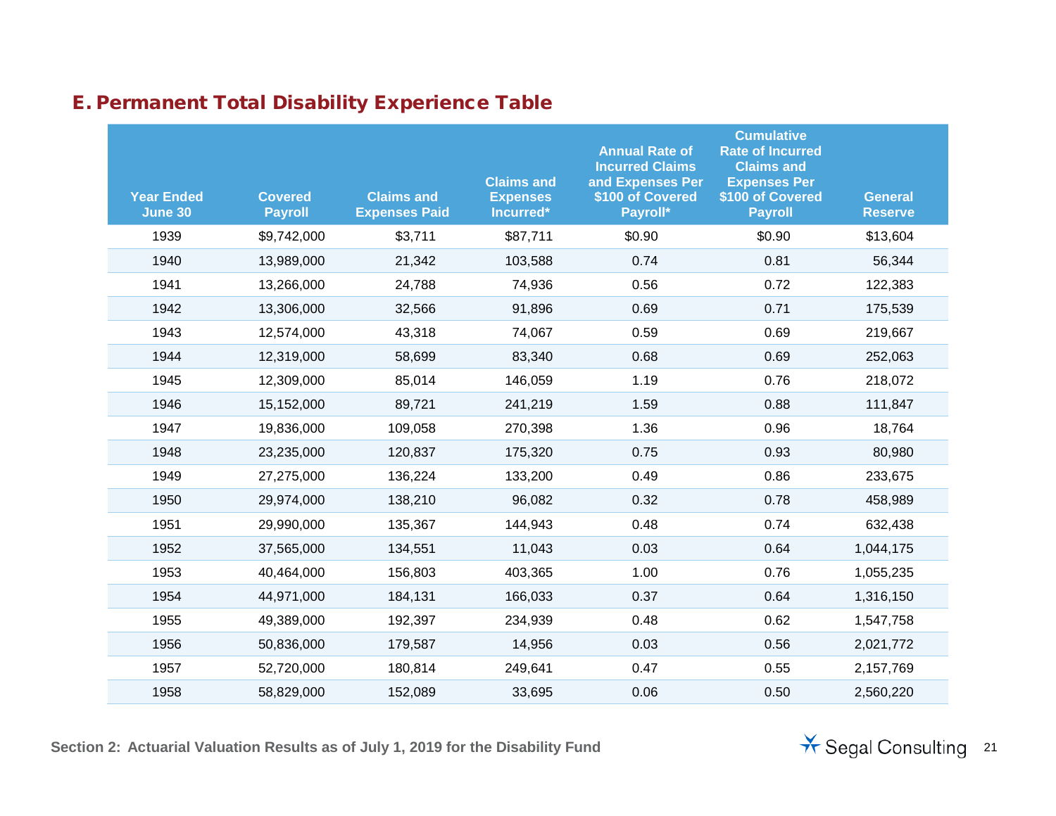## E. Permanent Total Disability Experience Table

| Year Ended June 30 | Covered Payroll | Claims and Expenses Paid | Claims and Expenses Incurred* | Annual Rate of Incurred Claims and Expenses Per $100 of Covered Payroll* | Cumulative Rate of Incurred Claims and Expenses Per $100 of Covered Payroll | General Reserve |
|---|---|---|---|---|---|---|
| 1939 | $9,742,000 | $3,711 | $87,711 | $0.90 | $0.90 | $13,604 |
| 1940 | 13,989,000 | 21,342 | 103,588 | 0.74 | 0.81 | 56,344 |
| 1941 | 13,266,000 | 24,788 | 74,936 | 0.56 | 0.72 | 122,383 |
| 1942 | 13,306,000 | 32,566 | 91,896 | 0.69 | 0.71 | 175,539 |
| 1943 | 12,574,000 | 43,318 | 74,067 | 0.59 | 0.69 | 219,667 |
| 1944 | 12,319,000 | 58,699 | 83,340 | 0.68 | 0.69 | 252,063 |
| 1945 | 12,309,000 | 85,014 | 146,059 | 1.19 | 0.76 | 218,072 |
| 1946 | 15,152,000 | 89,721 | 241,219 | 1.59 | 0.88 | 111,847 |
| 1947 | 19,836,000 | 109,058 | 270,398 | 1.36 | 0.96 | 18,764 |
| 1948 | 23,235,000 | 120,837 | 175,320 | 0.75 | 0.93 | 80,980 |
| 1949 | 27,275,000 | 136,224 | 133,200 | 0.49 | 0.86 | 233,675 |
| 1950 | 29,974,000 | 138,210 | 96,082 | 0.32 | 0.78 | 458,989 |
| 1951 | 29,990,000 | 135,367 | 144,943 | 0.48 | 0.74 | 632,438 |
| 1952 | 37,565,000 | 134,551 | 11,043 | 0.03 | 0.64 | 1,044,175 |
| 1953 | 40,464,000 | 156,803 | 403,365 | 1.00 | 0.76 | 1,055,235 |
| 1954 | 44,971,000 | 184,131 | 166,033 | 0.37 | 0.64 | 1,316,150 |
| 1955 | 49,389,000 | 192,397 | 234,939 | 0.48 | 0.62 | 1,547,758 |
| 1956 | 50,836,000 | 179,587 | 14,956 | 0.03 | 0.56 | 2,021,772 |
| 1957 | 52,720,000 | 180,814 | 249,641 | 0.47 | 0.55 | 2,157,769 |
| 1958 | 58,829,000 | 152,089 | 33,695 | 0.06 | 0.50 | 2,560,220 |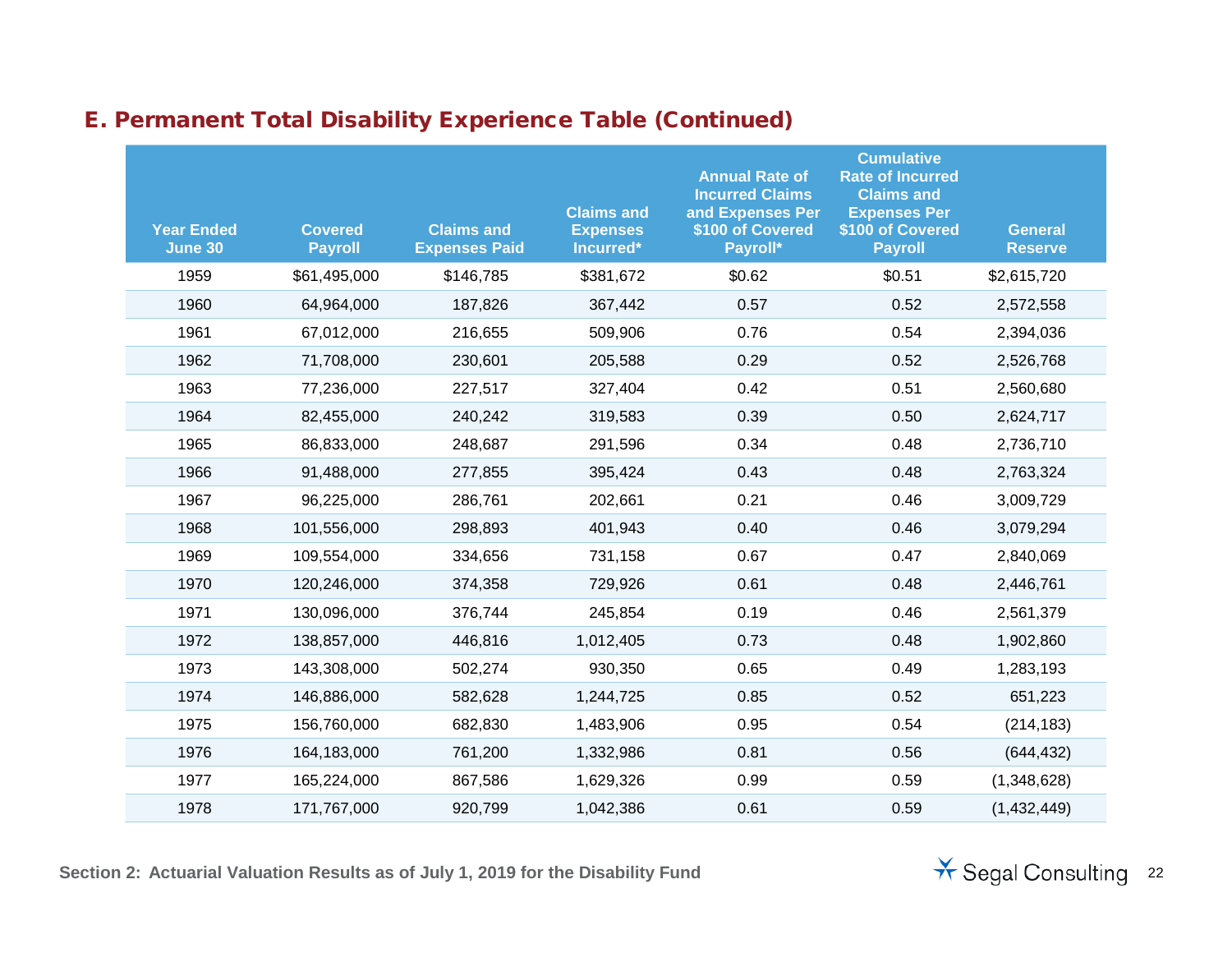## E. Permanent Total Disability Experience Table (Continued)

| Year Ended June 30 | Covered Payroll | Claims and Expenses Paid | Claims and Expenses Incurred* | Annual Rate of Incurred Claims and Expenses Per $100 of Covered Payroll* | Cumulative Rate of Incurred Claims and Expenses Per $100 of Covered Payroll | General Reserve |
|---|---|---|---|---|---|---|
| 1959 | $61,495,000 | $146,785 | $381,672 | $0.62 | $0.51 | $2,615,720 |
| 1960 | 64,964,000 | 187,826 | 367,442 | 0.57 | 0.52 | 2,572,558 |
| 1961 | 67,012,000 | 216,655 | 509,906 | 0.76 | 0.54 | 2,394,036 |
| 1962 | 71,708,000 | 230,601 | 205,588 | 0.29 | 0.52 | 2,526,768 |
| 1963 | 77,236,000 | 227,517 | 327,404 | 0.42 | 0.51 | 2,560,680 |
| 1964 | 82,455,000 | 240,242 | 319,583 | 0.39 | 0.50 | 2,624,717 |
| 1965 | 86,833,000 | 248,687 | 291,596 | 0.34 | 0.48 | 2,736,710 |
| 1966 | 91,488,000 | 277,855 | 395,424 | 0.43 | 0.48 | 2,763,324 |
| 1967 | 96,225,000 | 286,761 | 202,661 | 0.21 | 0.46 | 3,009,729 |
| 1968 | 101,556,000 | 298,893 | 401,943 | 0.40 | 0.46 | 3,079,294 |
| 1969 | 109,554,000 | 334,656 | 731,158 | 0.67 | 0.47 | 2,840,069 |
| 1970 | 120,246,000 | 374,358 | 729,926 | 0.61 | 0.48 | 2,446,761 |
| 1971 | 130,096,000 | 376,744 | 245,854 | 0.19 | 0.46 | 2,561,379 |
| 1972 | 138,857,000 | 446,816 | 1,012,405 | 0.73 | 0.48 | 1,902,860 |
| 1973 | 143,308,000 | 502,274 | 930,350 | 0.65 | 0.49 | 1,283,193 |
| 1974 | 146,886,000 | 582,628 | 1,244,725 | 0.85 | 0.52 | 651,223 |
| 1975 | 156,760,000 | 682,830 | 1,483,906 | 0.95 | 0.54 | (214,183) |
| 1976 | 164,183,000 | 761,200 | 1,332,986 | 0.81 | 0.56 | (644,432) |
| 1977 | 165,224,000 | 867,586 | 1,629,326 | 0.99 | 0.59 | (1,348,628) |
| 1978 | 171,767,000 | 920,799 | 1,042,386 | 0.61 | 0.59 | (1,432,449) |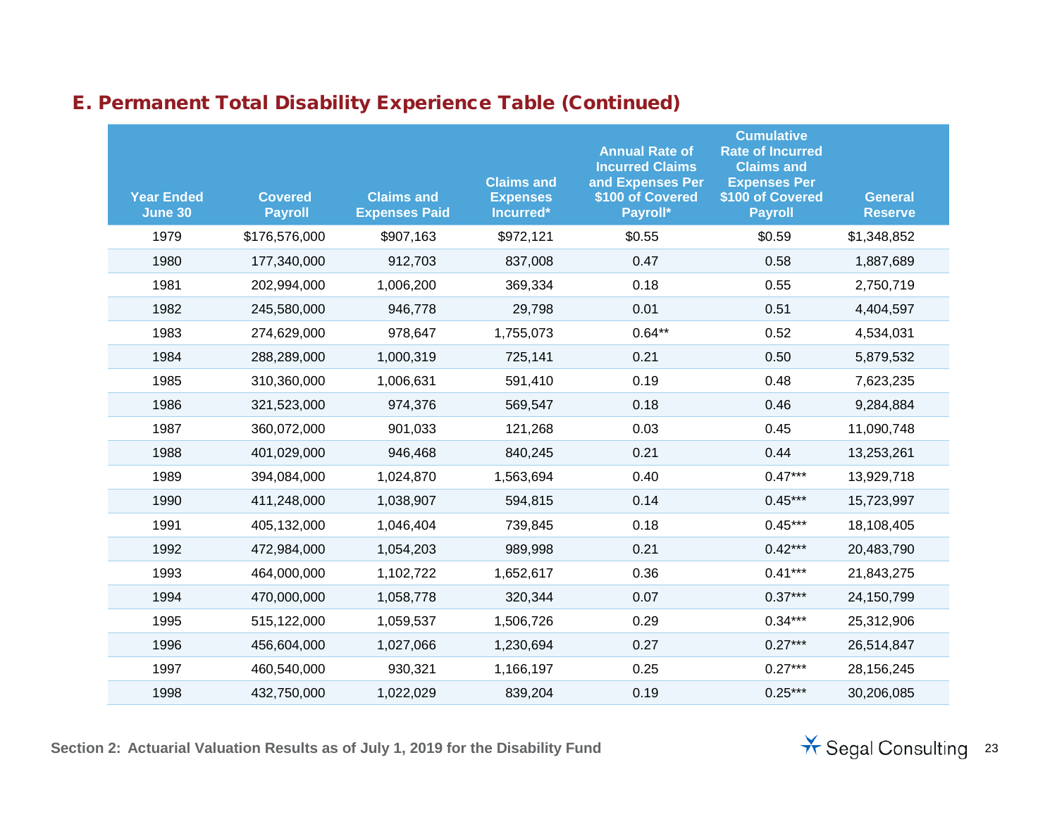## E. Permanent Total Disability Experience Table (Continued)

| Year Ended June 30 | Covered Payroll | Claims and Expenses Paid | Claims and Expenses Incurred* | Annual Rate of Incurred Claims and Expenses Per $100 of Covered Payroll* | Cumulative Rate of Incurred Claims and Expenses Per $100 of Covered Payroll | General Reserve |
|---|---|---|---|---|---|---|
| 1979 | $176,576,000 | $907,163 | $972,121 | $0.55 | $0.59 | $1,348,852 |
| 1980 | 177,340,000 | 912,703 | 837,008 | 0.47 | 0.58 | 1,887,689 |
| 1981 | 202,994,000 | 1,006,200 | 369,334 | 0.18 | 0.55 | 2,750,719 |
| 1982 | 245,580,000 | 946,778 | 29,798 | 0.01 | 0.51 | 4,404,597 |
| 1983 | 274,629,000 | 978,647 | 1,755,073 | 0.64** | 0.52 | 4,534,031 |
| 1984 | 288,289,000 | 1,000,319 | 725,141 | 0.21 | 0.50 | 5,879,532 |
| 1985 | 310,360,000 | 1,006,631 | 591,410 | 0.19 | 0.48 | 7,623,235 |
| 1986 | 321,523,000 | 974,376 | 569,547 | 0.18 | 0.46 | 9,284,884 |
| 1987 | 360,072,000 | 901,033 | 121,268 | 0.03 | 0.45 | 11,090,748 |
| 1988 | 401,029,000 | 946,468 | 840,245 | 0.21 | 0.44 | 13,253,261 |
| 1989 | 394,084,000 | 1,024,870 | 1,563,694 | 0.40 | 0.47*** | 13,929,718 |
| 1990 | 411,248,000 | 1,038,907 | 594,815 | 0.14 | 0.45*** | 15,723,997 |
| 1991 | 405,132,000 | 1,046,404 | 739,845 | 0.18 | 0.45*** | 18,108,405 |
| 1992 | 472,984,000 | 1,054,203 | 989,998 | 0.21 | 0.42*** | 20,483,790 |
| 1993 | 464,000,000 | 1,102,722 | 1,652,617 | 0.36 | 0.41*** | 21,843,275 |
| 1994 | 470,000,000 | 1,058,778 | 320,344 | 0.07 | 0.37*** | 24,150,799 |
| 1995 | 515,122,000 | 1,059,537 | 1,506,726 | 0.29 | 0.34*** | 25,312,906 |
| 1996 | 456,604,000 | 1,027,066 | 1,230,694 | 0.27 | 0.27*** | 26,514,847 |
| 1997 | 460,540,000 | 930,321 | 1,166,197 | 0.25 | 0.27*** | 28,156,245 |
| 1998 | 432,750,000 | 1,022,029 | 839,204 | 0.19 | 0.25*** | 30,206,085 |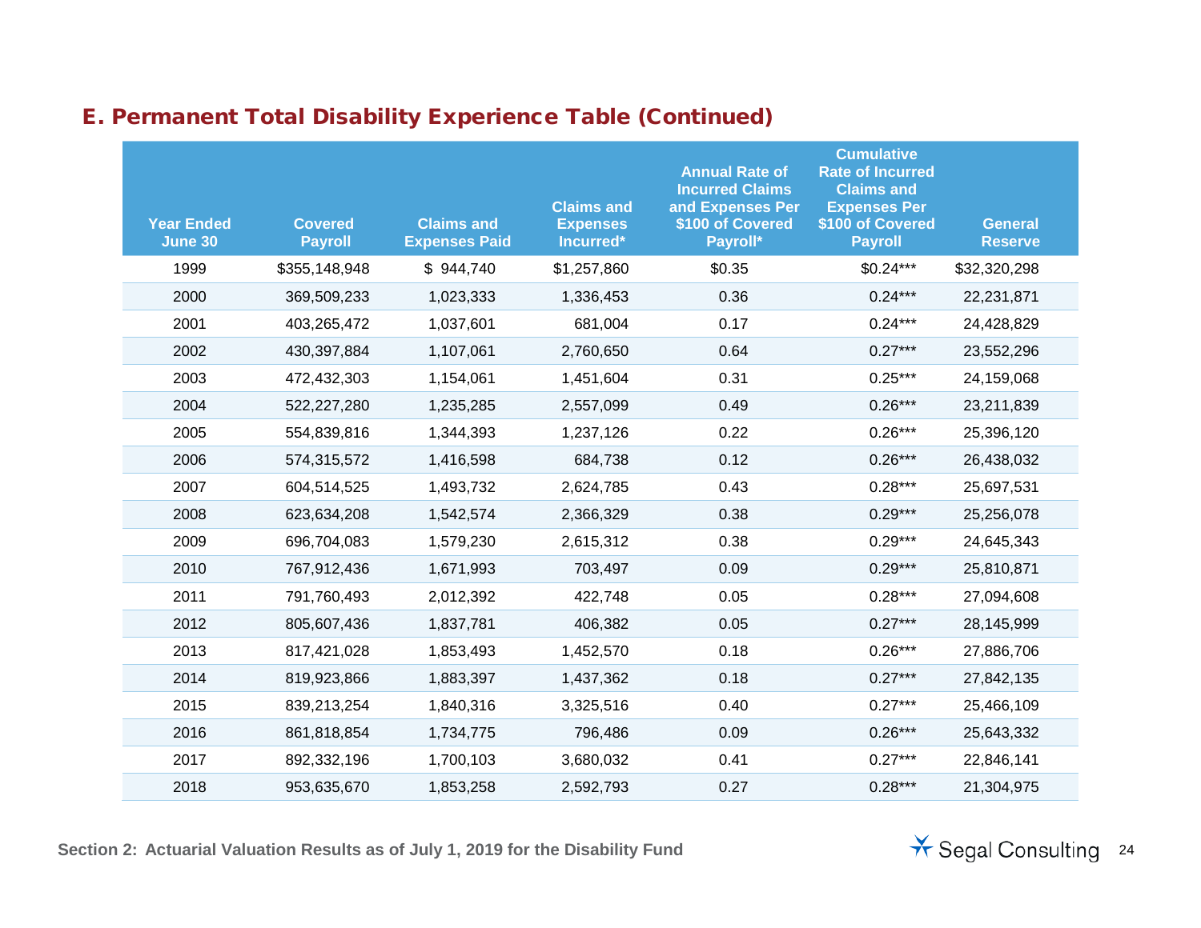## E. Permanent Total Disability Experience Table (Continued)

| Year Ended June 30 | Covered Payroll | Claims and Expenses Paid | Claims and Expenses Incurred* | Annual Rate of Incurred Claims and Expenses Per $100 of Covered Payroll* | Cumulative Rate of Incurred Claims and Expenses Per $100 of Covered Payroll | General Reserve |
|---|---|---|---|---|---|---|
| 1999 | $355,148,948 | $ 944,740 | $1,257,860 | $0.35 | $0.24*** | $32,320,298 |
| 2000 | 369,509,233 | 1,023,333 | 1,336,453 | 0.36 | 0.24*** | 22,231,871 |
| 2001 | 403,265,472 | 1,037,601 | 681,004 | 0.17 | 0.24*** | 24,428,829 |
| 2002 | 430,397,884 | 1,107,061 | 2,760,650 | 0.64 | 0.27*** | 23,552,296 |
| 2003 | 472,432,303 | 1,154,061 | 1,451,604 | 0.31 | 0.25*** | 24,159,068 |
| 2004 | 522,227,280 | 1,235,285 | 2,557,099 | 0.49 | 0.26*** | 23,211,839 |
| 2005 | 554,839,816 | 1,344,393 | 1,237,126 | 0.22 | 0.26*** | 25,396,120 |
| 2006 | 574,315,572 | 1,416,598 | 684,738 | 0.12 | 0.26*** | 26,438,032 |
| 2007 | 604,514,525 | 1,493,732 | 2,624,785 | 0.43 | 0.28*** | 25,697,531 |
| 2008 | 623,634,208 | 1,542,574 | 2,366,329 | 0.38 | 0.29*** | 25,256,078 |
| 2009 | 696,704,083 | 1,579,230 | 2,615,312 | 0.38 | 0.29*** | 24,645,343 |
| 2010 | 767,912,436 | 1,671,993 | 703,497 | 0.09 | 0.29*** | 25,810,871 |
| 2011 | 791,760,493 | 2,012,392 | 422,748 | 0.05 | 0.28*** | 27,094,608 |
| 2012 | 805,607,436 | 1,837,781 | 406,382 | 0.05 | 0.27*** | 28,145,999 |
| 2013 | 817,421,028 | 1,853,493 | 1,452,570 | 0.18 | 0.26*** | 27,886,706 |
| 2014 | 819,923,866 | 1,883,397 | 1,437,362 | 0.18 | 0.27*** | 27,842,135 |
| 2015 | 839,213,254 | 1,840,316 | 3,325,516 | 0.40 | 0.27*** | 25,466,109 |
| 2016 | 861,818,854 | 1,734,775 | 796,486 | 0.09 | 0.26*** | 25,643,332 |
| 2017 | 892,332,196 | 1,700,103 | 3,680,032 | 0.41 | 0.27*** | 22,846,141 |
| 2018 | 953,635,670 | 1,853,258 | 2,592,793 | 0.27 | 0.28*** | 21,304,975 |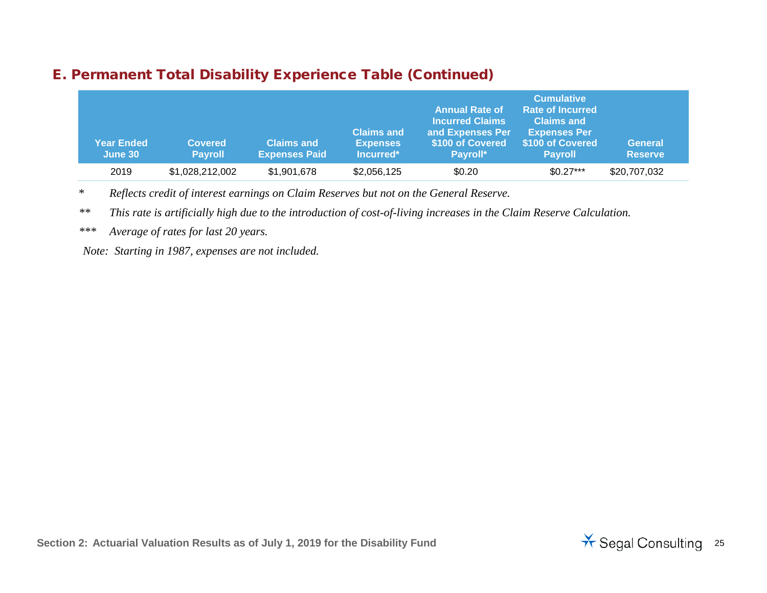## E. Permanent Total Disability Experience Table (Continued)

| Year Ended June 30 | Covered Payroll | Claims and Expenses Paid | Claims and Expenses Incurred* | Annual Rate of Incurred Claims and Expenses Per $100 of Covered Payroll* | Cumulative Rate of Incurred Claims and Expenses Per $100 of Covered Payroll | General Reserve |
|---|---|---|---|---|---|---|
| 2019 | $1,028,212,002 | $1,901,678 | $2,056,125 | $0.20 | $0.27*** | $20,707,032 |

\* *Reflects credit of interest earnings on Claim Reserves but not on the General Reserve.*

** *This rate is artificially high due to the introduction of cost-of-living increases in the Claim Reserve Calculation.*

*** *Average of rates for last 20 years.*

*Note: Starting in 1987, expenses are not included.*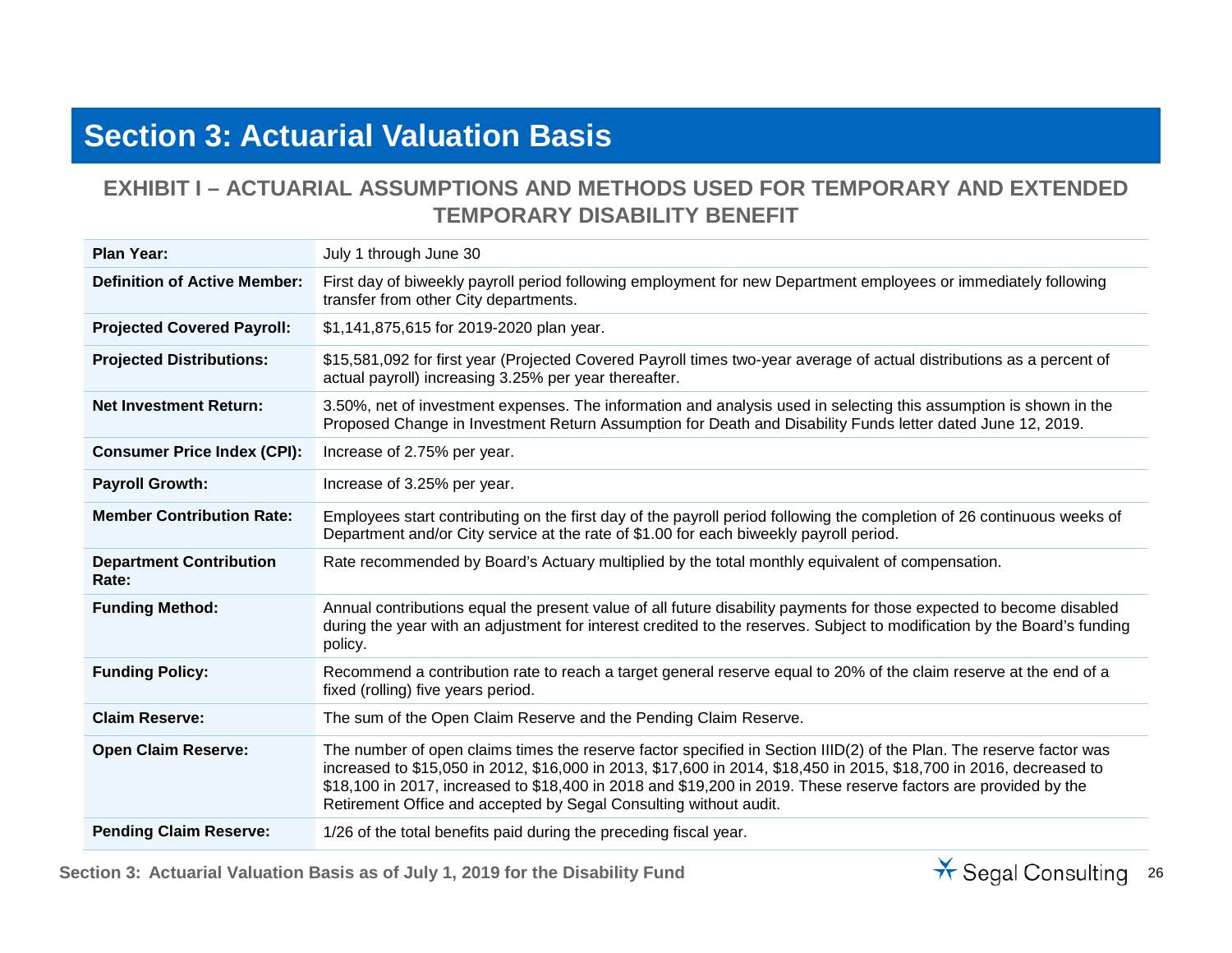# Section 3: Actuarial Valuation Basis

## EXHIBIT I – ACTUARIAL ASSUMPTIONS AND METHODS USED FOR TEMPORARY AND EXTENDED TEMPORARY DISABILITY BENEFIT

| | |
|---|---|
| **Plan Year:** | July 1 through June 30 |
| **Definition of Active Member:** | First day of biweekly payroll period following employment for new Department employees or immediately following transfer from other City departments. |
| **Projected Covered Payroll:** | $1,141,875,615 for 2019-2020 plan year. |
| **Projected Distributions:** | $15,581,092 for first year (Projected Covered Payroll times two-year average of actual distributions as a percent of actual payroll) increasing 3.25% per year thereafter. |
| **Net Investment Return:** | 3.50%, net of investment expenses. The information and analysis used in selecting this assumption is shown in the Proposed Change in Investment Return Assumption for Death and Disability Funds letter dated June 12, 2019. |
| **Consumer Price Index (CPI):** | Increase of 2.75% per year. |
| **Payroll Growth:** | Increase of 3.25% per year. |
| **Member Contribution Rate:** | Employees start contributing on the first day of the payroll period following the completion of 26 continuous weeks of Department and/or City service at the rate of $1.00 for each biweekly payroll period. |
| **Department Contribution Rate:** | Rate recommended by Board's Actuary multiplied by the total monthly equivalent of compensation. |
| **Funding Method:** | Annual contributions equal the present value of all future disability payments for those expected to become disabled during the year with an adjustment for interest credited to the reserves. Subject to modification by the Board's funding policy. |
| **Funding Policy:** | Recommend a contribution rate to reach a target general reserve equal to 20% of the claim reserve at the end of a fixed (rolling) five years period. |
| **Claim Reserve:** | The sum of the Open Claim Reserve and the Pending Claim Reserve. |
| **Open Claim Reserve:** | The number of open claims times the reserve factor specified in Section IIID(2) of the Plan. The reserve factor was increased to $15,050 in 2012, $16,000 in 2013, $17,600 in 2014, $18,450 in 2015, $18,700 in 2016, decreased to $18,100 in 2017, increased to $18,400 in 2018 and $19,200 in 2019. These reserve factors are provided by the Retirement Office and accepted by Segal Consulting without audit. |
| **Pending Claim Reserve:** | 1/26 of the total benefits paid during the preceding fiscal year. |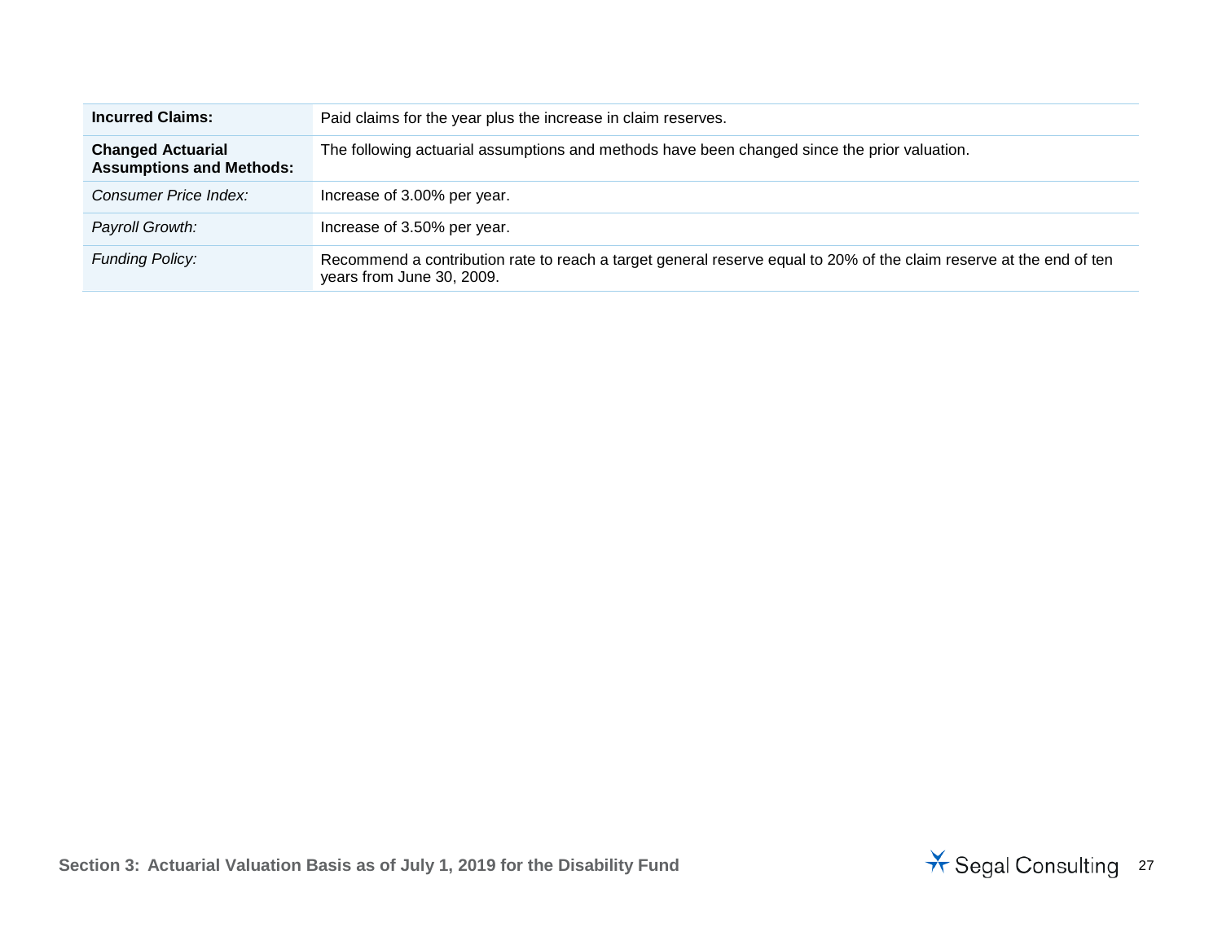| | |
|---|---|
| **Incurred Claims:** | Paid claims for the year plus the increase in claim reserves. |
| **Changed Actuarial Assumptions and Methods:** | The following actuarial assumptions and methods have been changed since the prior valuation. |
| *Consumer Price Index:* | Increase of 3.00% per year. |
| *Payroll Growth:* | Increase of 3.50% per year. |
| *Funding Policy:* | Recommend a contribution rate to reach a target general reserve equal to 20% of the claim reserve at the end of ten years from June 30, 2009. |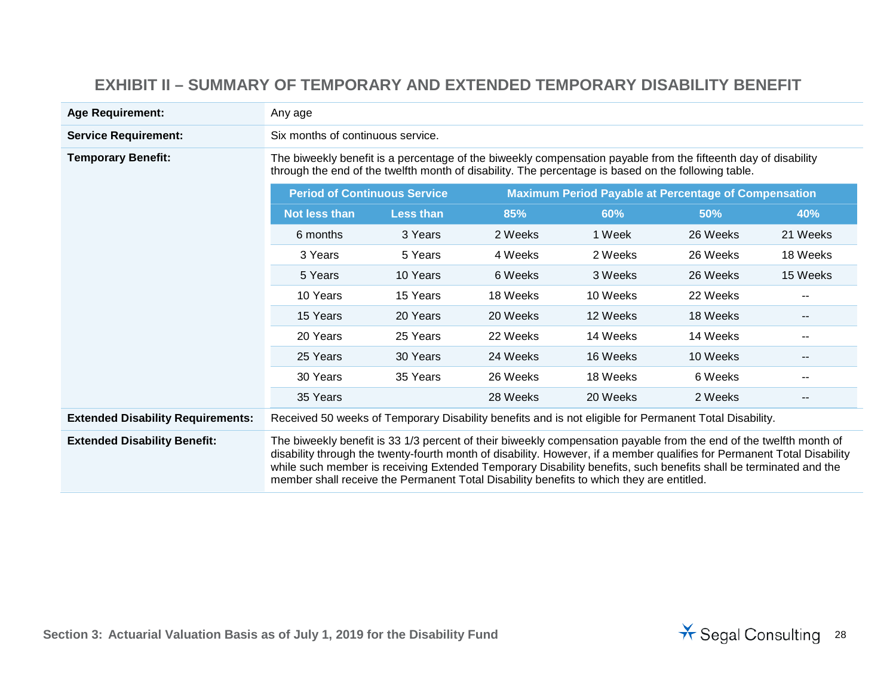## EXHIBIT II – SUMMARY OF TEMPORARY AND EXTENDED TEMPORARY DISABILITY BENEFIT

**Age Requirement:** Any age

**Service Requirement:** Six months of continuous service.

**Temporary Benefit:** The biweekly benefit is a percentage of the biweekly compensation payable from the fifteenth day of disability through the end of the twelfth month of disability. The percentage is based on the following table.

| Period of Continuous Service | | Maximum Period Payable at Percentage of Compensation | | | |
|---|---|---|---|---|---|
| Not less than | Less than | 85% | 60% | 50% | 40% |
| 6 months | 3 Years | 2 Weeks | 1 Week | 26 Weeks | 21 Weeks |
| 3 Years | 5 Years | 4 Weeks | 2 Weeks | 26 Weeks | 18 Weeks |
| 5 Years | 10 Years | 6 Weeks | 3 Weeks | 26 Weeks | 15 Weeks |
| 10 Years | 15 Years | 18 Weeks | 10 Weeks | 22 Weeks | -- |
| 15 Years | 20 Years | 20 Weeks | 12 Weeks | 18 Weeks | -- |
| 20 Years | 25 Years | 22 Weeks | 14 Weeks | 14 Weeks | -- |
| 25 Years | 30 Years | 24 Weeks | 16 Weeks | 10 Weeks | -- |
| 30 Years | 35 Years | 26 Weeks | 18 Weeks | 6 Weeks | -- |
| 35 Years | | 28 Weeks | 20 Weeks | 2 Weeks | -- |

**Extended Disability Requirements:** Received 50 weeks of Temporary Disability benefits and is not eligible for Permanent Total Disability.

**Extended Disability Benefit:** The biweekly benefit is 33 1/3 percent of their biweekly compensation payable from the end of the twelfth month of disability through the twenty-fourth month of disability. However, if a member qualifies for Permanent Total Disability while such member is receiving Extended Temporary Disability benefits, such benefits shall be terminated and the member shall receive the Permanent Total Disability benefits to which they are entitled.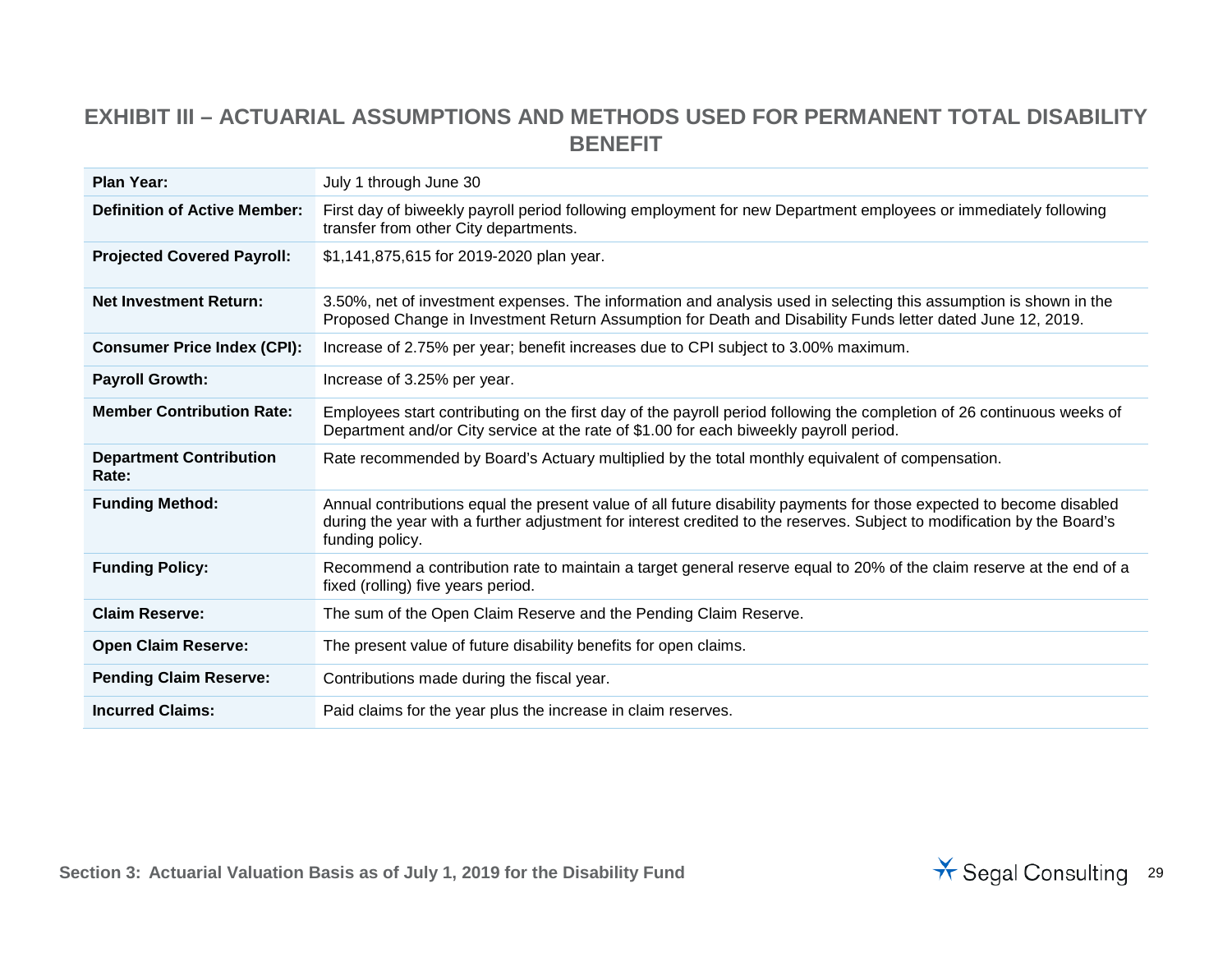## EXHIBIT III – ACTUARIAL ASSUMPTIONS AND METHODS USED FOR PERMANENT TOTAL DISABILITY BENEFIT

| | |
|---|---|
| **Plan Year:** | July 1 through June 30 |
| **Definition of Active Member:** | First day of biweekly payroll period following employment for new Department employees or immediately following transfer from other City departments. |
| **Projected Covered Payroll:** | $1,141,875,615 for 2019-2020 plan year. |
| **Net Investment Return:** | 3.50%, net of investment expenses. The information and analysis used in selecting this assumption is shown in the Proposed Change in Investment Return Assumption for Death and Disability Funds letter dated June 12, 2019. |
| **Consumer Price Index (CPI):** | Increase of 2.75% per year; benefit increases due to CPI subject to 3.00% maximum. |
| **Payroll Growth:** | Increase of 3.25% per year. |
| **Member Contribution Rate:** | Employees start contributing on the first day of the payroll period following the completion of 26 continuous weeks of Department and/or City service at the rate of $1.00 for each biweekly payroll period. |
| **Department Contribution Rate:** | Rate recommended by Board's Actuary multiplied by the total monthly equivalent of compensation. |
| **Funding Method:** | Annual contributions equal the present value of all future disability payments for those expected to become disabled during the year with a further adjustment for interest credited to the reserves. Subject to modification by the Board's funding policy. |
| **Funding Policy:** | Recommend a contribution rate to maintain a target general reserve equal to 20% of the claim reserve at the end of a fixed (rolling) five years period. |
| **Claim Reserve:** | The sum of the Open Claim Reserve and the Pending Claim Reserve. |
| **Open Claim Reserve:** | The present value of future disability benefits for open claims. |
| **Pending Claim Reserve:** | Contributions made during the fiscal year. |
| **Incurred Claims:** | Paid claims for the year plus the increase in claim reserves. |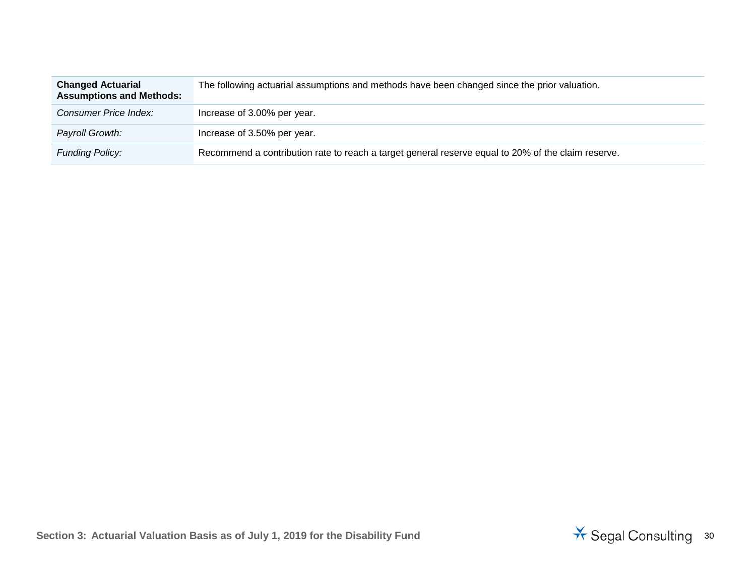| **Changed Actuarial Assumptions and Methods:** | The following actuarial assumptions and methods have been changed since the prior valuation. |
|---|---|
| *Consumer Price Index:* | Increase of 3.00% per year. |
| *Payroll Growth:* | Increase of 3.50% per year. |
| *Funding Policy:* | Recommend a contribution rate to reach a target general reserve equal to 20% of the claim reserve. |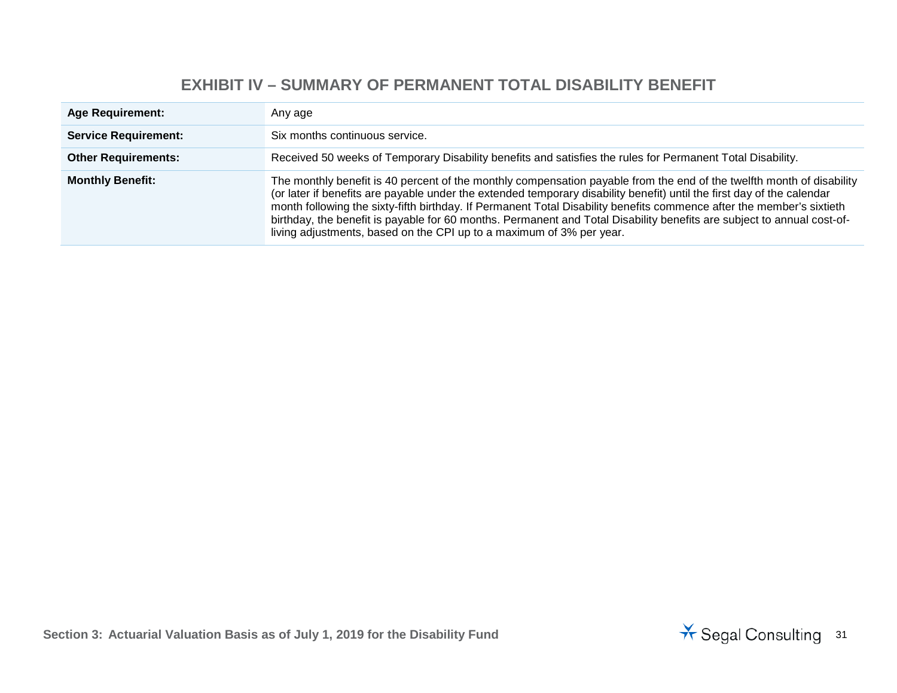## EXHIBIT IV – SUMMARY OF PERMANENT TOTAL DISABILITY BENEFIT

| | |
|---|---|
| **Age Requirement:** | Any age |
| **Service Requirement:** | Six months continuous service. |
| **Other Requirements:** | Received 50 weeks of Temporary Disability benefits and satisfies the rules for Permanent Total Disability. |
| **Monthly Benefit:** | The monthly benefit is 40 percent of the monthly compensation payable from the end of the twelfth month of disability (or later if benefits are payable under the extended temporary disability benefit) until the first day of the calendar month following the sixty-fifth birthday. If Permanent Total Disability benefits commence after the member's sixtieth birthday, the benefit is payable for 60 months. Permanent and Total Disability benefits are subject to annual cost-of-living adjustments, based on the CPI up to a maximum of 3% per year. |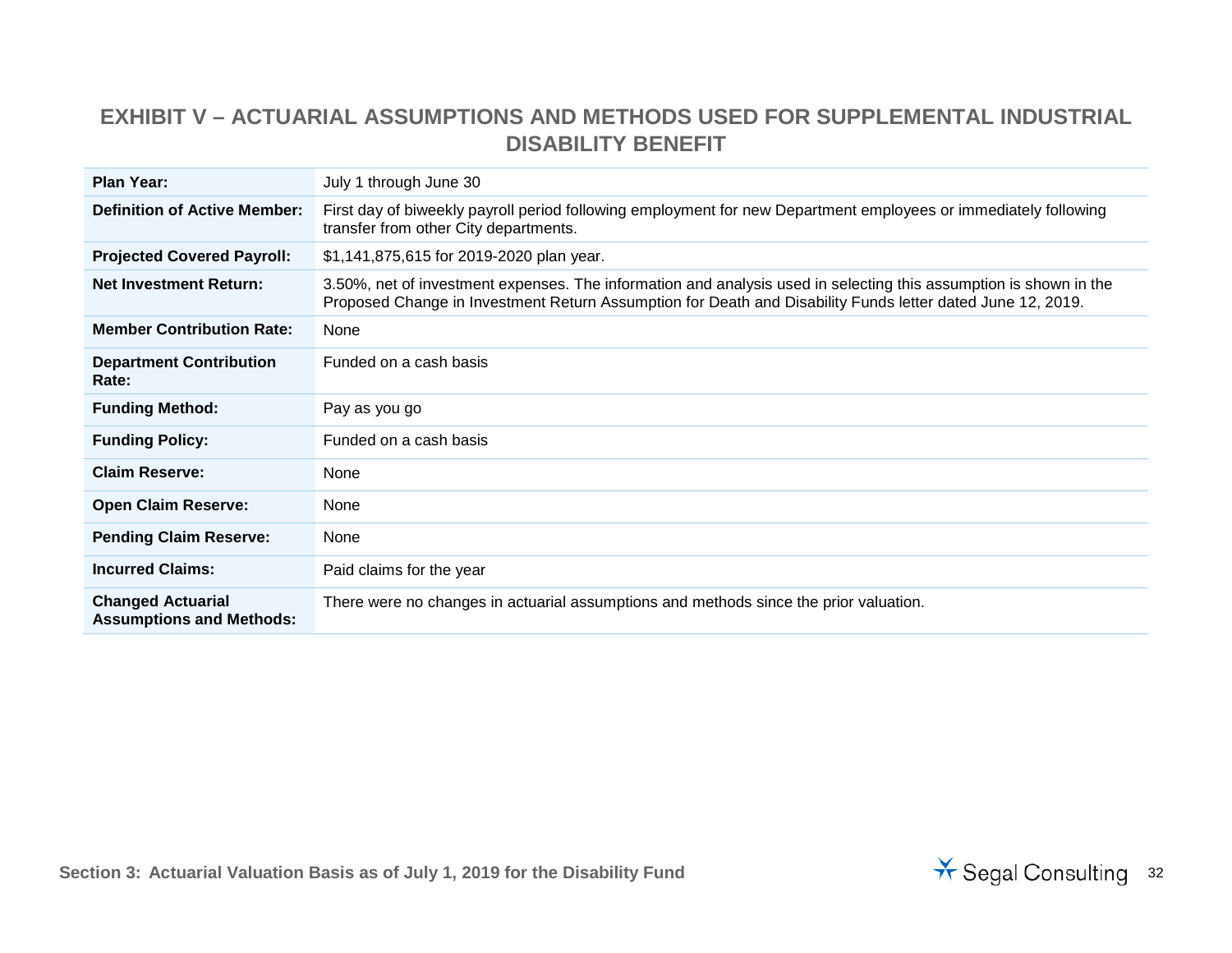# EXHIBIT V – ACTUARIAL ASSUMPTIONS AND METHODS USED FOR SUPPLEMENTAL INDUSTRIAL DISABILITY BENEFIT

| | |
|---|---|
| **Plan Year:** | July 1 through June 30 |
| **Definition of Active Member:** | First day of biweekly payroll period following employment for new Department employees or immediately following transfer from other City departments. |
| **Projected Covered Payroll:** | $1,141,875,615 for 2019-2020 plan year. |
| **Net Investment Return:** | 3.50%, net of investment expenses. The information and analysis used in selecting this assumption is shown in the Proposed Change in Investment Return Assumption for Death and Disability Funds letter dated June 12, 2019. |
| **Member Contribution Rate:** | None |
| **Department Contribution Rate:** | Funded on a cash basis |
| **Funding Method:** | Pay as you go |
| **Funding Policy:** | Funded on a cash basis |
| **Claim Reserve:** | None |
| **Open Claim Reserve:** | None |
| **Pending Claim Reserve:** | None |
| **Incurred Claims:** | Paid claims for the year |
| **Changed Actuarial Assumptions and Methods:** | There were no changes in actuarial assumptions and methods since the prior valuation. |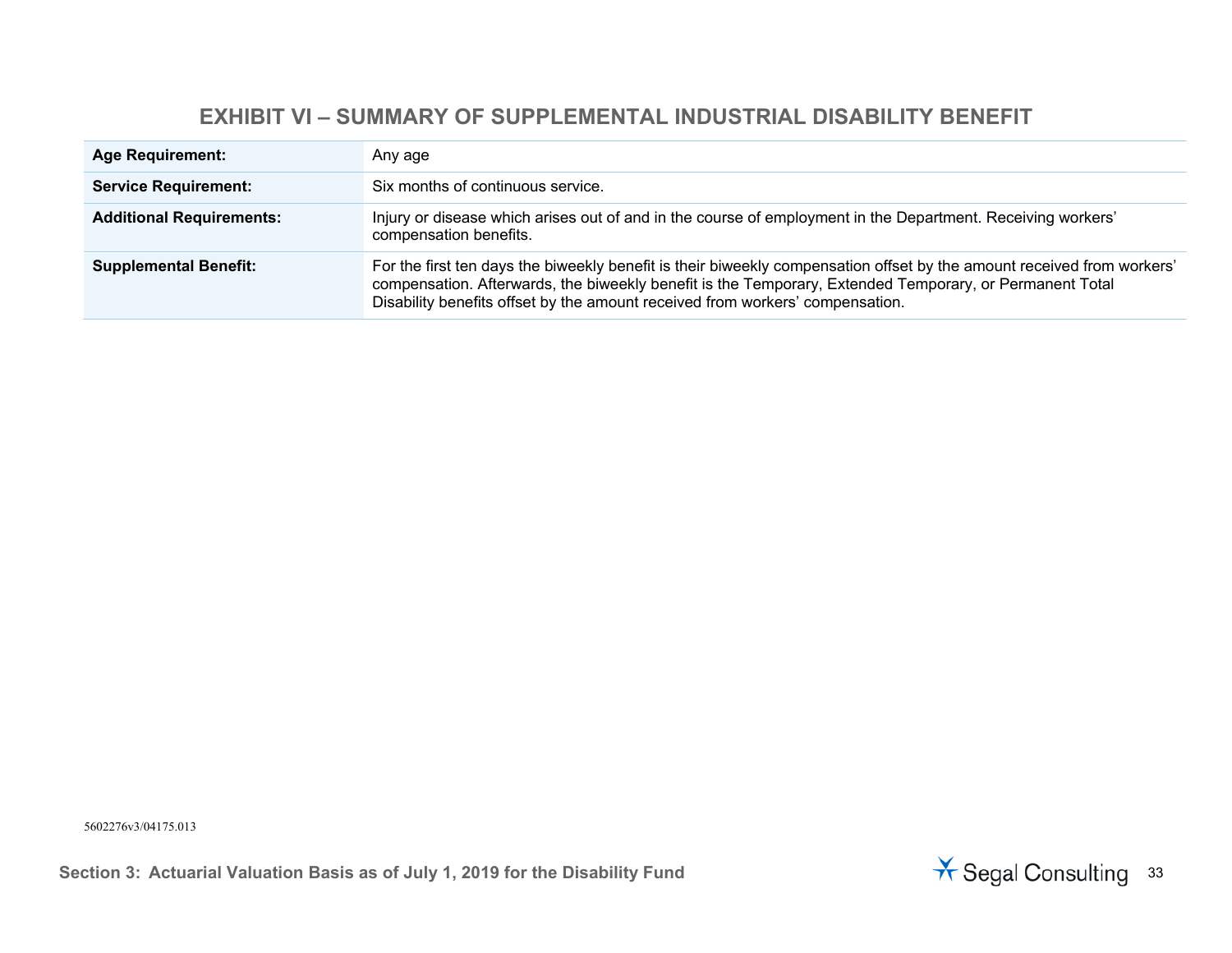## EXHIBIT VI – SUMMARY OF SUPPLEMENTAL INDUSTRIAL DISABILITY BENEFIT

| | |
|---|---|
| **Age Requirement:** | Any age |
| **Service Requirement:** | Six months of continuous service. |
| **Additional Requirements:** | Injury or disease which arises out of and in the course of employment in the Department. Receiving workers' compensation benefits. |
| **Supplemental Benefit:** | For the first ten days the biweekly benefit is their biweekly compensation offset by the amount received from workers' compensation. Afterwards, the biweekly benefit is the Temporary, Extended Temporary, or Permanent Total Disability benefits offset by the amount received from workers' compensation. |

5602276v3/04175.013